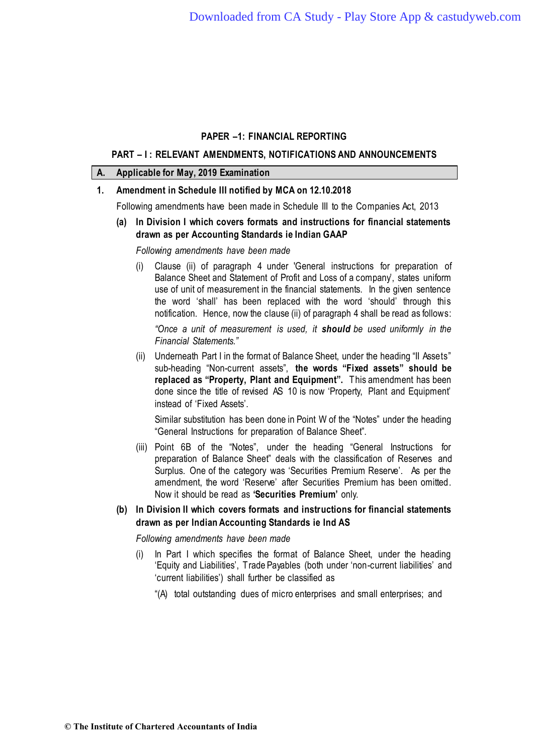# PAPER –1: FINANCIAL REPORTING

## PART – I : RELEVANT AMENDMENTS, NOTIFICATIONS AND ANNOUNCEMENTS

### A. Applicable for May, 2019 Examination

**1. Amendment in Schedule III notified by MCA on 12.10.2018**

Following amendments have been made in Schedule III to the Companies Act, 2013

**(a) In Division I which covers formats and instructions for financial statements drawn as per Accounting Standards ie Indian GAAP**

*Following amendments have been made*

(i) Clause (ii) of paragraph 4 under 'General instructions for preparation of Balance Sheet and Statement of Profit and Loss of a company', states uniform use of unit of measurement in the financial statements. In the given sentence the word 'shall' has been replaced with the word 'should' through this notification. Hence, now the clause (ii) of paragraph 4 shall be read as follows:

*"Once a unit of measurement is used, it **should** be used uniformly in the Financial Statements."*

(ii) Underneath Part I in the format of Balance Sheet, under the heading "II Assets" sub-heading "Non-current assets", **the words "Fixed assets" should be replaced as "Property, Plant and Equipment".** This amendment has been done since the title of revised AS 10 is now 'Property, Plant and Equipment' instead of 'Fixed Assets'.

Similar substitution has been done in Point W of the "Notes" under the heading "General Instructions for preparation of Balance Sheet".

(iii) Point 6B of the "Notes", under the heading "General Instructions for preparation of Balance Sheet" deals with the classification of Reserves and Surplus. One of the category was 'Securities Premium Reserve'. As per the amendment, the word 'Reserve' after Securities Premium has been omitted. Now it should be read as **'Securities Premium'** only.

**(b) In Division II which covers formats and instructions for financial statements drawn as per Indian Accounting Standards ie Ind AS**

*Following amendments have been made*

(i) In Part I which specifies the format of Balance Sheet, under the heading 'Equity and Liabilities', Trade Payables (both under 'non-current liabilities' and 'current liabilities') shall further be classified as

"(A) total outstanding dues of micro enterprises and small enterprises; and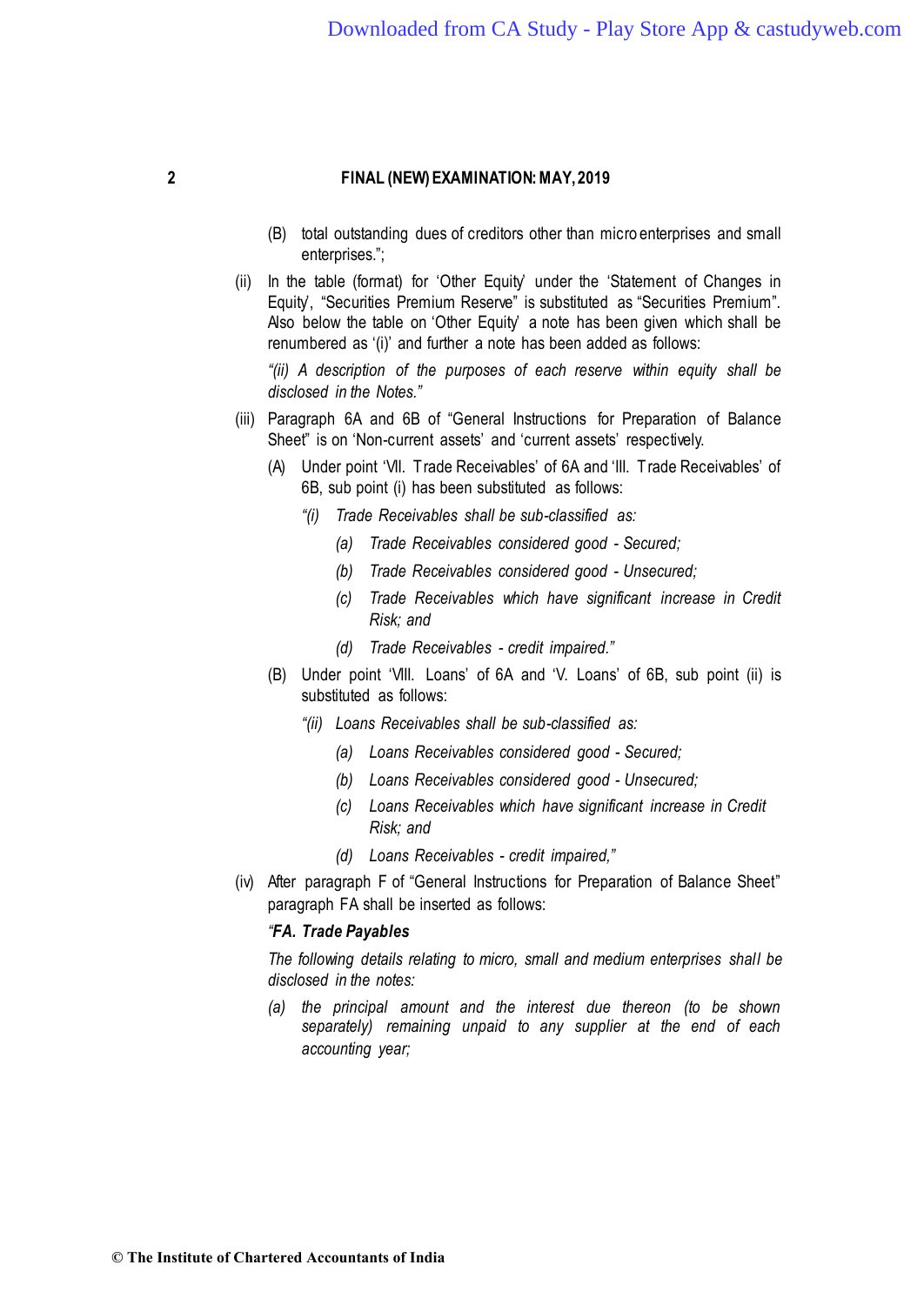(B) total outstanding dues of creditors other than micro enterprises and small enterprises.";

(ii) In the table (format) for 'Other Equity' under the 'Statement of Changes in Equity', "Securities Premium Reserve" is substituted as "Securities Premium". Also below the table on 'Other Equity' a note has been given which shall be renumbered as '(i)' and further a note has been added as follows:

*"(ii) A description of the purposes of each reserve within equity shall be disclosed in the Notes."*

(iii) Paragraph 6A and 6B of "General Instructions for Preparation of Balance Sheet" is on 'Non-current assets' and 'current assets' respectively.

(A) Under point 'VII. Trade Receivables' of 6A and 'III. Trade Receivables' of 6B, sub point (i) has been substituted as follows:

*"(i) Trade Receivables shall be sub-classified as:*

*(a) Trade Receivables considered good - Secured;*

*(b) Trade Receivables considered good - Unsecured;*

*(c) Trade Receivables which have significant increase in Credit Risk; and*

*(d) Trade Receivables - credit impaired."*

(B) Under point 'VIII. Loans' of 6A and 'V. Loans' of 6B, sub point (ii) is substituted as follows:

*"(ii) Loans Receivables shall be sub-classified as:*

*(a) Loans Receivables considered good - Secured;*

*(b) Loans Receivables considered good - Unsecured;*

*(c) Loans Receivables which have significant increase in Credit Risk; and*

*(d) Loans Receivables - credit impaired,"*

(iv) After paragraph F of "General Instructions for Preparation of Balance Sheet" paragraph FA shall be inserted as follows:

***"FA. Trade Payables***

*The following details relating to micro, small and medium enterprises shall be disclosed in the notes:*

*(a) the principal amount and the interest due thereon (to be shown separately) remaining unpaid to any supplier at the end of each accounting year;*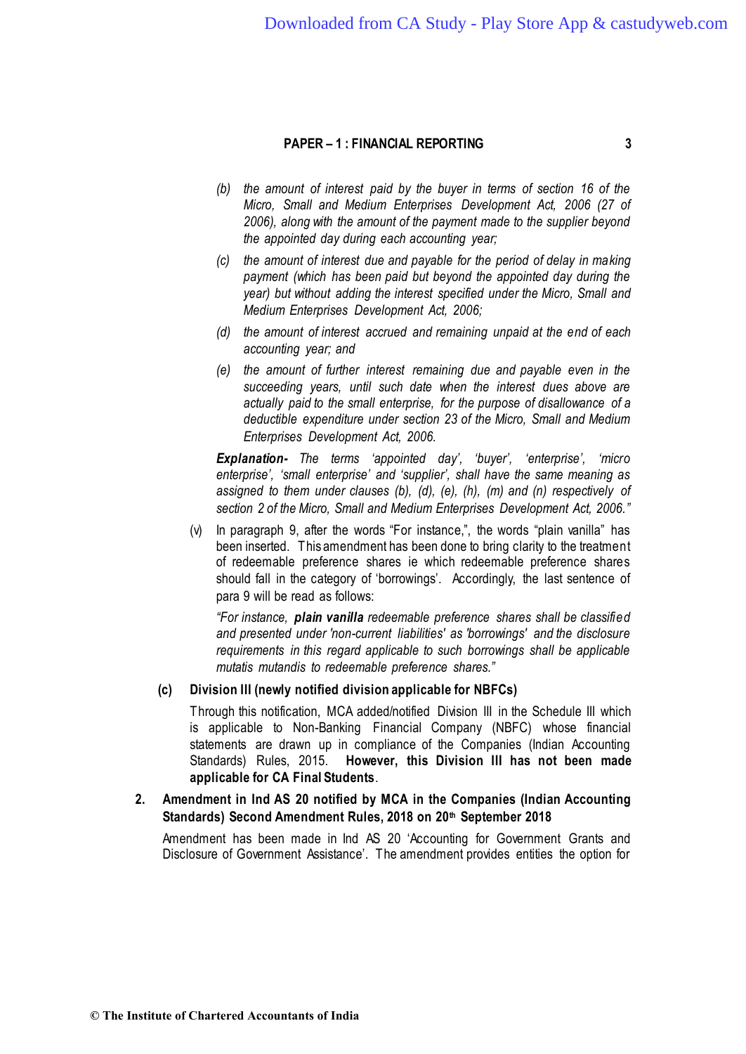*(b) the amount of interest paid by the buyer in terms of section 16 of the Micro, Small and Medium Enterprises Development Act, 2006 (27 of 2006), along with the amount of the payment made to the supplier beyond the appointed day during each accounting year;*

*(c) the amount of interest due and payable for the period of delay in making payment (which has been paid but beyond the appointed day during the year) but without adding the interest specified under the Micro, Small and Medium Enterprises Development Act, 2006;*

*(d) the amount of interest accrued and remaining unpaid at the end of each accounting year; and*

*(e) the amount of further interest remaining due and payable even in the succeeding years, until such date when the interest dues above are actually paid to the small enterprise, for the purpose of disallowance of a deductible expenditure under section 23 of the Micro, Small and Medium Enterprises Development Act, 2006.*

***Explanation-*** *The terms 'appointed day', 'buyer', 'enterprise', 'micro enterprise', 'small enterprise' and 'supplier', shall have the same meaning as assigned to them under clauses (b), (d), (e), (h), (m) and (n) respectively of section 2 of the Micro, Small and Medium Enterprises Development Act, 2006."*

(v) In paragraph 9, after the words "For instance,", the words "plain vanilla" has been inserted. This amendment has been done to bring clarity to the treatment of redeemable preference shares ie which redeemable preference shares should fall in the category of 'borrowings'. Accordingly, the last sentence of para 9 will be read as follows:

*"For instance,* ***plain vanilla*** *redeemable preference shares shall be classified and presented under 'non-current liabilities' as 'borrowings' and the disclosure requirements in this regard applicable to such borrowings shall be applicable mutatis mutandis to redeemable preference shares."*

**(c) Division III (newly notified division applicable for NBFCs)**

Through this notification, MCA added/notified Division III in the Schedule III which is applicable to Non-Banking Financial Company (NBFC) whose financial statements are drawn up in compliance of the Companies (Indian Accounting Standards) Rules, 2015. **However, this Division III has not been made applicable for CA Final Students**.

**2. Amendment in Ind AS 20 notified by MCA in the Companies (Indian Accounting Standards) Second Amendment Rules, 2018 on 20th September 2018**

Amendment has been made in Ind AS 20 'Accounting for Government Grants and Disclosure of Government Assistance'. The amendment provides entities the option for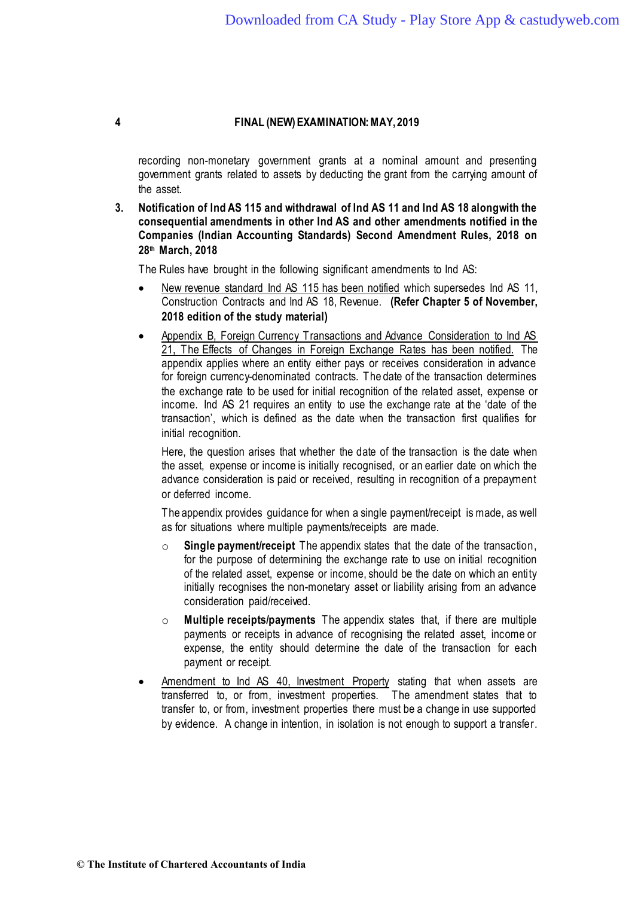recording non-monetary government grants at a nominal amount and presenting government grants related to assets by deducting the grant from the carrying amount of the asset.

3. **Notification of Ind AS 115 and withdrawal of Ind AS 11 and Ind AS 18 alongwith the consequential amendments in other Ind AS and other amendments notified in the Companies (Indian Accounting Standards) Second Amendment Rules, 2018 on 28th March, 2018**

The Rules have brought in the following significant amendments to Ind AS:

- New revenue standard Ind AS 115 has been notified which supersedes Ind AS 11, Construction Contracts and Ind AS 18, Revenue. **(Refer Chapter 5 of November, 2018 edition of the study material)**

- Appendix B, Foreign Currency Transactions and Advance Consideration to Ind AS 21, The Effects of Changes in Foreign Exchange Rates has been notified. The appendix applies where an entity either pays or receives consideration in advance for foreign currency-denominated contracts. The date of the transaction determines the exchange rate to be used for initial recognition of the related asset, expense or income. Ind AS 21 requires an entity to use the exchange rate at the 'date of the transaction', which is defined as the date when the transaction first qualifies for initial recognition.

  Here, the question arises that whether the date of the transaction is the date when the asset, expense or income is initially recognised, or an earlier date on which the advance consideration is paid or received, resulting in recognition of a prepayment or deferred income.

  The appendix provides guidance for when a single payment/receipt is made, as well as for situations where multiple payments/receipts are made.

  - **Single payment/receipt** The appendix states that the date of the transaction, for the purpose of determining the exchange rate to use on initial recognition of the related asset, expense or income, should be the date on which an entity initially recognises the non-monetary asset or liability arising from an advance consideration paid/received.

  - **Multiple receipts/payments** The appendix states that, if there are multiple payments or receipts in advance of recognising the related asset, income or expense, the entity should determine the date of the transaction for each payment or receipt.

- Amendment to Ind AS 40, Investment Property stating that when assets are transferred to, or from, investment properties. The amendment states that to transfer to, or from, investment properties there must be a change in use supported by evidence. A change in intention, in isolation is not enough to support a transfer.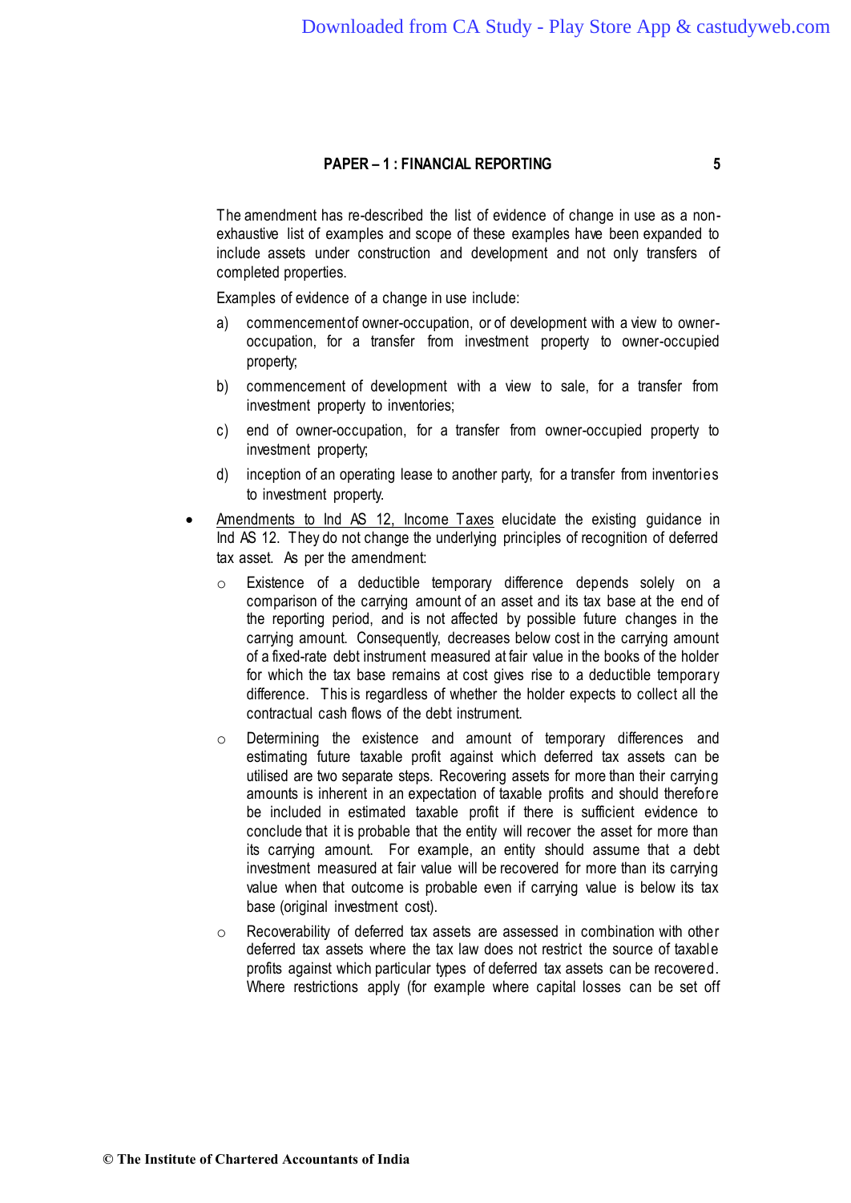The amendment has re-described the list of evidence of change in use as a non-exhaustive list of examples and scope of these examples have been expanded to include assets under construction and development and not only transfers of completed properties.

Examples of evidence of a change in use include:

a) commencement of owner-occupation, or of development with a view to owner-occupation, for a transfer from investment property to owner-occupied property;

b) commencement of development with a view to sale, for a transfer from investment property to inventories;

c) end of owner-occupation, for a transfer from owner-occupied property to investment property;

d) inception of an operating lease to another party, for a transfer from inventories to investment property.

- <u>Amendments to Ind AS 12, Income Taxes</u> elucidate the existing guidance in Ind AS 12. They do not change the underlying principles of recognition of deferred tax asset. As per the amendment:

    - Existence of a deductible temporary difference depends solely on a comparison of the carrying amount of an asset and its tax base at the end of the reporting period, and is not affected by possible future changes in the carrying amount. Consequently, decreases below cost in the carrying amount of a fixed-rate debt instrument measured at fair value in the books of the holder for which the tax base remains at cost gives rise to a deductible temporary difference. This is regardless of whether the holder expects to collect all the contractual cash flows of the debt instrument.

    - Determining the existence and amount of temporary differences and estimating future taxable profit against which deferred tax assets can be utilised are two separate steps. Recovering assets for more than their carrying amounts is inherent in an expectation of taxable profits and should therefore be included in estimated taxable profit if there is sufficient evidence to conclude that it is probable that the entity will recover the asset for more than its carrying amount. For example, an entity should assume that a debt investment measured at fair value will be recovered for more than its carrying value when that outcome is probable even if carrying value is below its tax base (original investment cost).

    - Recoverability of deferred tax assets are assessed in combination with other deferred tax assets where the tax law does not restrict the source of taxable profits against which particular types of deferred tax assets can be recovered. Where restrictions apply (for example where capital losses can be set off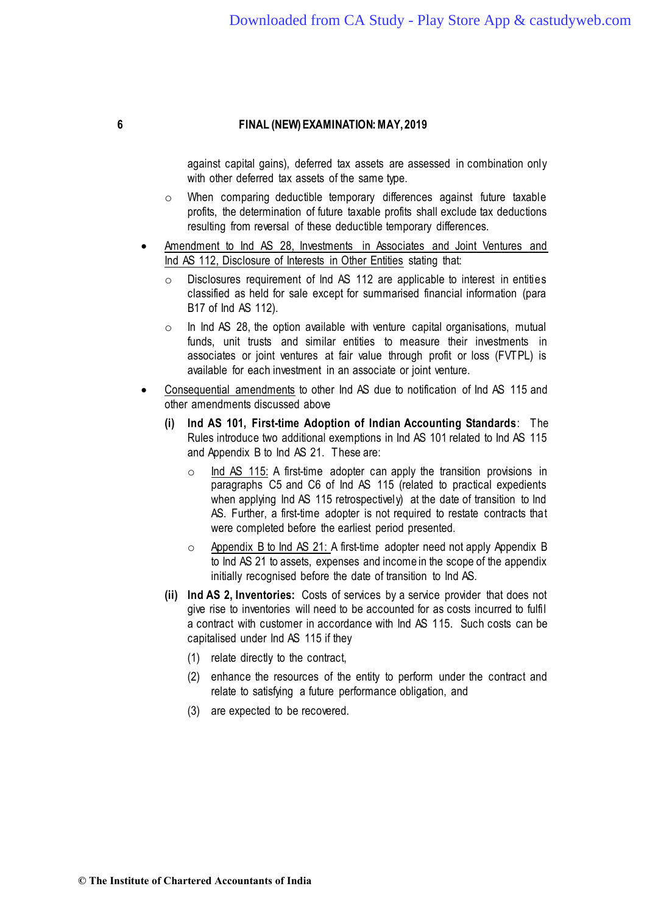against capital gains), deferred tax assets are assessed in combination only with other deferred tax assets of the same type.

  - When comparing deductible temporary differences against future taxable profits, the determination of future taxable profits shall exclude tax deductions resulting from reversal of these deductible temporary differences.

- Amendment to Ind AS 28, Investments in Associates and Joint Ventures and Ind AS 112, Disclosure of Interests in Other Entities stating that:
  - Disclosures requirement of Ind AS 112 are applicable to interest in entities classified as held for sale except for summarised financial information (para B17 of Ind AS 112).
  - In Ind AS 28, the option available with venture capital organisations, mutual funds, unit trusts and similar entities to measure their investments in associates or joint ventures at fair value through profit or loss (FVTPL) is available for each investment in an associate or joint venture.

- Consequential amendments to other Ind AS due to notification of Ind AS 115 and other amendments discussed above

  **(i) Ind AS 101, First-time Adoption of Indian Accounting Standards**: The Rules introduce two additional exemptions in Ind AS 101 related to Ind AS 115 and Appendix B to Ind AS 21. These are:

  - Ind AS 115: A first-time adopter can apply the transition provisions in paragraphs C5 and C6 of Ind AS 115 (related to practical expedients when applying Ind AS 115 retrospectively) at the date of transition to Ind AS. Further, a first-time adopter is not required to restate contracts that were completed before the earliest period presented.
  - Appendix B to Ind AS 21: A first-time adopter need not apply Appendix B to Ind AS 21 to assets, expenses and income in the scope of the appendix initially recognised before the date of transition to Ind AS.

  **(ii) Ind AS 2, Inventories:** Costs of services by a service provider that does not give rise to inventories will need to be accounted for as costs incurred to fulfil a contract with customer in accordance with Ind AS 115. Such costs can be capitalised under Ind AS 115 if they

  (1) relate directly to the contract,

  (2) enhance the resources of the entity to perform under the contract and relate to satisfying a future performance obligation, and

  (3) are expected to be recovered.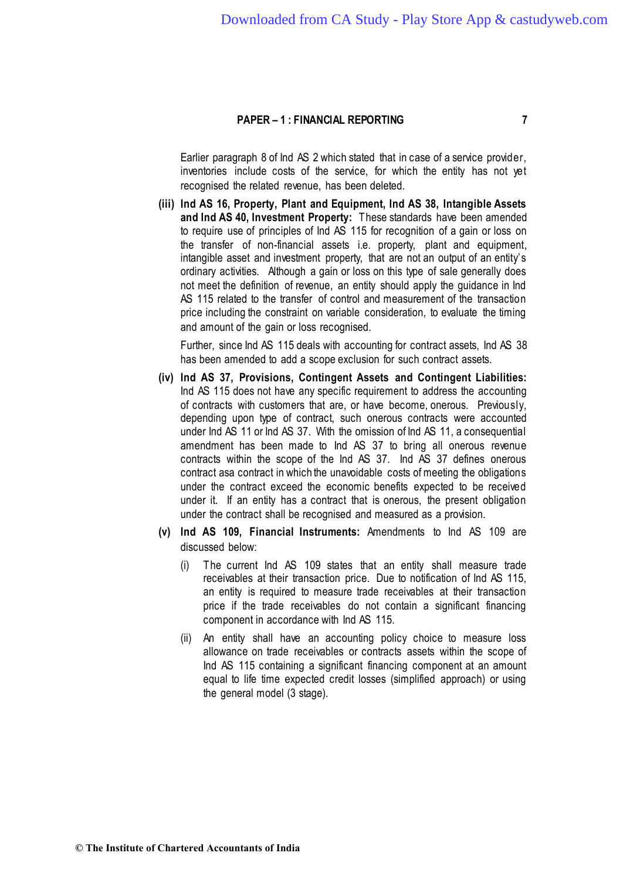Earlier paragraph 8 of Ind AS 2 which stated that in case of a service provider, inventories include costs of the service, for which the entity has not yet recognised the related revenue, has been deleted.

**(iii) Ind AS 16, Property, Plant and Equipment, Ind AS 38, Intangible Assets and Ind AS 40, Investment Property:** These standards have been amended to require use of principles of Ind AS 115 for recognition of a gain or loss on the transfer of non-financial assets i.e. property, plant and equipment, intangible asset and investment property, that are not an output of an entity's ordinary activities. Although a gain or loss on this type of sale generally does not meet the definition of revenue, an entity should apply the guidance in Ind AS 115 related to the transfer of control and measurement of the transaction price including the constraint on variable consideration, to evaluate the timing and amount of the gain or loss recognised.

Further, since Ind AS 115 deals with accounting for contract assets, Ind AS 38 has been amended to add a scope exclusion for such contract assets.

**(iv) Ind AS 37, Provisions, Contingent Assets and Contingent Liabilities:** Ind AS 115 does not have any specific requirement to address the accounting of contracts with customers that are, or have become, onerous. Previously, depending upon type of contract, such onerous contracts were accounted under Ind AS 11 or Ind AS 37. With the omission of Ind AS 11, a consequential amendment has been made to Ind AS 37 to bring all onerous revenue contracts within the scope of the Ind AS 37. Ind AS 37 defines onerous contract asa contract in which the unavoidable costs of meeting the obligations under the contract exceed the economic benefits expected to be received under it. If an entity has a contract that is onerous, the present obligation under the contract shall be recognised and measured as a provision.

**(v) Ind AS 109, Financial Instruments:** Amendments to Ind AS 109 are discussed below:

(i) The current Ind AS 109 states that an entity shall measure trade receivables at their transaction price. Due to notification of Ind AS 115, an entity is required to measure trade receivables at their transaction price if the trade receivables do not contain a significant financing component in accordance with Ind AS 115.

(ii) An entity shall have an accounting policy choice to measure loss allowance on trade receivables or contracts assets within the scope of Ind AS 115 containing a significant financing component at an amount equal to life time expected credit losses (simplified approach) or using the general model (3 stage).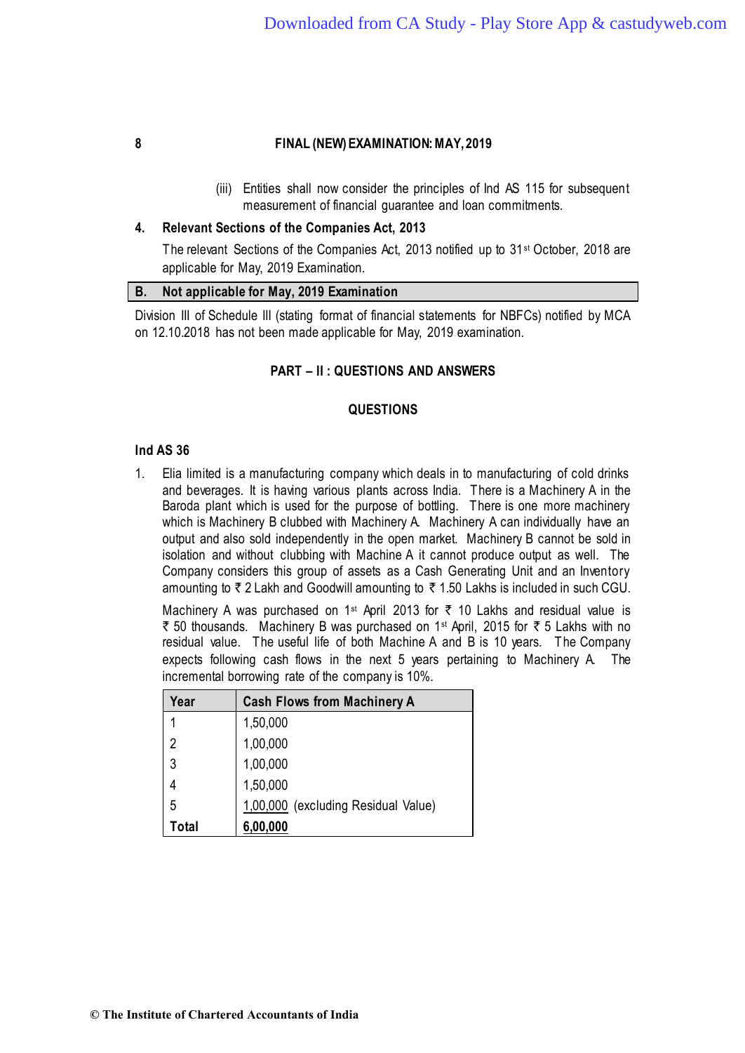(iii) Entities shall now consider the principles of Ind AS 115 for subsequent measurement of financial guarantee and loan commitments.

**4. Relevant Sections of the Companies Act, 2013**

The relevant Sections of the Companies Act, 2013 notified up to 31st October, 2018 are applicable for May, 2019 Examination.

## B. Not applicable for May, 2019 Examination

Division III of Schedule III (stating format of financial statements for NBFCs) notified by MCA on 12.10.2018 has not been made applicable for May, 2019 examination.

## PART – II : QUESTIONS AND ANSWERS

### QUESTIONS

### Ind AS 36

1. Elia limited is a manufacturing company which deals in to manufacturing of cold drinks and beverages. It is having various plants across India. There is a Machinery A in the Baroda plant which is used for the purpose of bottling. There is one more machinery which is Machinery B clubbed with Machinery A. Machinery A can individually have an output and also sold independently in the open market. Machinery B cannot be sold in isolation and without clubbing with Machine A it cannot produce output as well. The Company considers this group of assets as a Cash Generating Unit and an Inventory amounting to ₹ 2 Lakh and Goodwill amounting to ₹ 1.50 Lakhs is included in such CGU.

   Machinery A was purchased on 1st April 2013 for ₹ 10 Lakhs and residual value is ₹ 50 thousands. Machinery B was purchased on 1st April, 2015 for ₹ 5 Lakhs with no residual value. The useful life of both Machine A and B is 10 years. The Company expects following cash flows in the next 5 years pertaining to Machinery A. The incremental borrowing rate of the company is 10%.

| Year | Cash Flows from Machinery A |
|---|---|
| 1 | 1,50,000 |
| 2 | 1,00,000 |
| 3 | 1,00,000 |
| 4 | 1,50,000 |
| 5 | 1,00,000 (excluding Residual Value) |
| **Total** | **6,00,000** |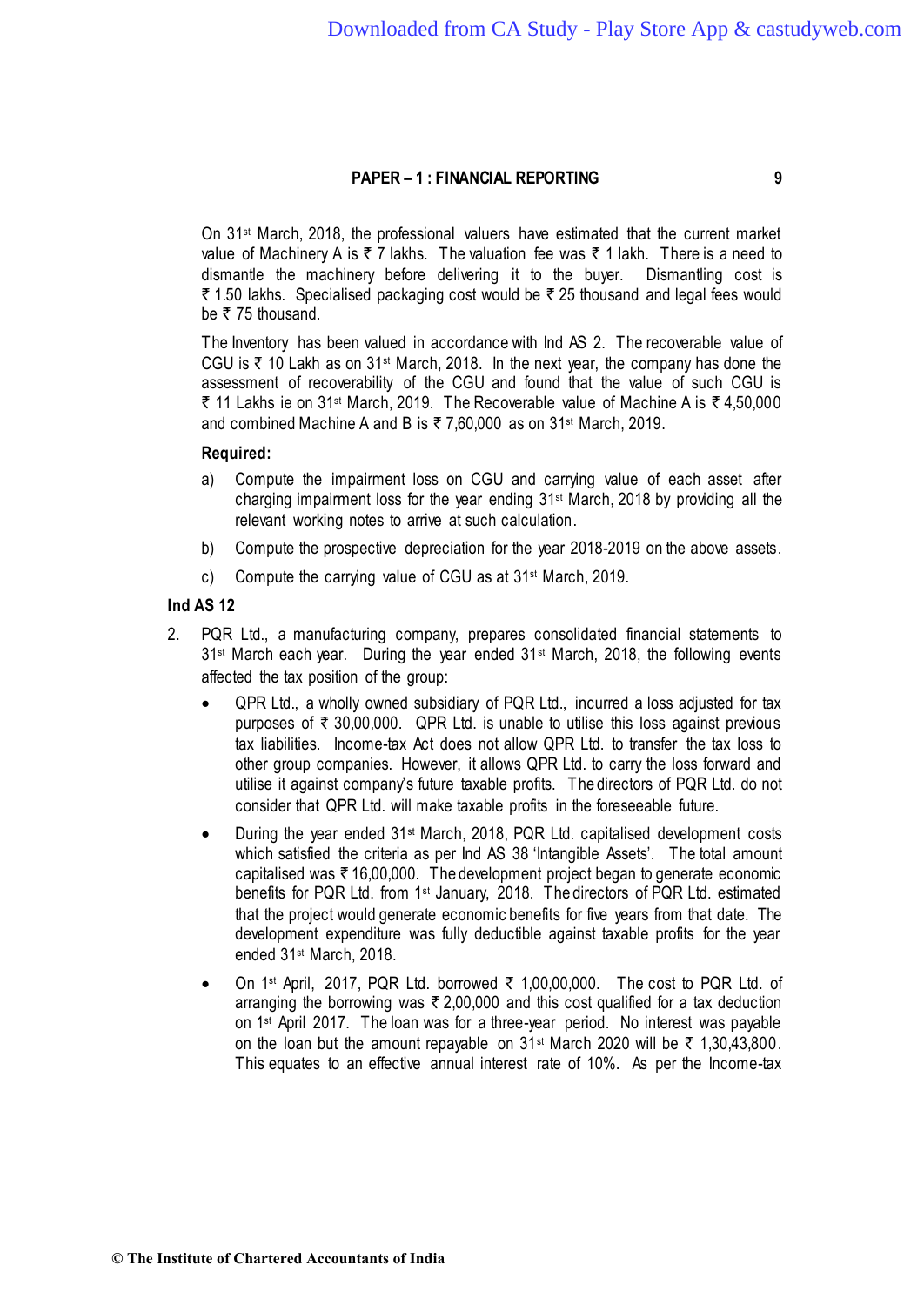On 31st March, 2018, the professional valuers have estimated that the current market value of Machinery A is ₹ 7 lakhs. The valuation fee was ₹ 1 lakh. There is a need to dismantle the machinery before delivering it to the buyer. Dismantling cost is ₹ 1.50 lakhs. Specialised packaging cost would be ₹ 25 thousand and legal fees would be ₹ 75 thousand.

The Inventory has been valued in accordance with Ind AS 2. The recoverable value of CGU is ₹ 10 Lakh as on 31st March, 2018. In the next year, the company has done the assessment of recoverability of the CGU and found that the value of such CGU is ₹ 11 Lakhs ie on 31st March, 2019. The Recoverable value of Machine A is ₹ 4,50,000 and combined Machine A and B is ₹ 7,60,000 as on 31st March, 2019.

**Required:**

a) Compute the impairment loss on CGU and carrying value of each asset after charging impairment loss for the year ending 31st March, 2018 by providing all the relevant working notes to arrive at such calculation.

b) Compute the prospective depreciation for the year 2018-2019 on the above assets.

c) Compute the carrying value of CGU as at 31st March, 2019.

### Ind AS 12

2. PQR Ltd., a manufacturing company, prepares consolidated financial statements to 31st March each year. During the year ended 31st March, 2018, the following events affected the tax position of the group:

   - QPR Ltd., a wholly owned subsidiary of PQR Ltd., incurred a loss adjusted for tax purposes of ₹ 30,00,000. QPR Ltd. is unable to utilise this loss against previous tax liabilities. Income-tax Act does not allow QPR Ltd. to transfer the tax loss to other group companies. However, it allows QPR Ltd. to carry the loss forward and utilise it against company's future taxable profits. The directors of PQR Ltd. do not consider that QPR Ltd. will make taxable profits in the foreseeable future.
   - During the year ended 31st March, 2018, PQR Ltd. capitalised development costs which satisfied the criteria as per Ind AS 38 'Intangible Assets'. The total amount capitalised was ₹ 16,00,000. The development project began to generate economic benefits for PQR Ltd. from 1st January, 2018. The directors of PQR Ltd. estimated that the project would generate economic benefits for five years from that date. The development expenditure was fully deductible against taxable profits for the year ended 31st March, 2018.
   - On 1st April, 2017, PQR Ltd. borrowed ₹ 1,00,00,000. The cost to PQR Ltd. of arranging the borrowing was ₹ 2,00,000 and this cost qualified for a tax deduction on 1st April 2017. The loan was for a three-year period. No interest was payable on the loan but the amount repayable on 31st March 2020 will be ₹ 1,30,43,800. This equates to an effective annual interest rate of 10%. As per the Income-tax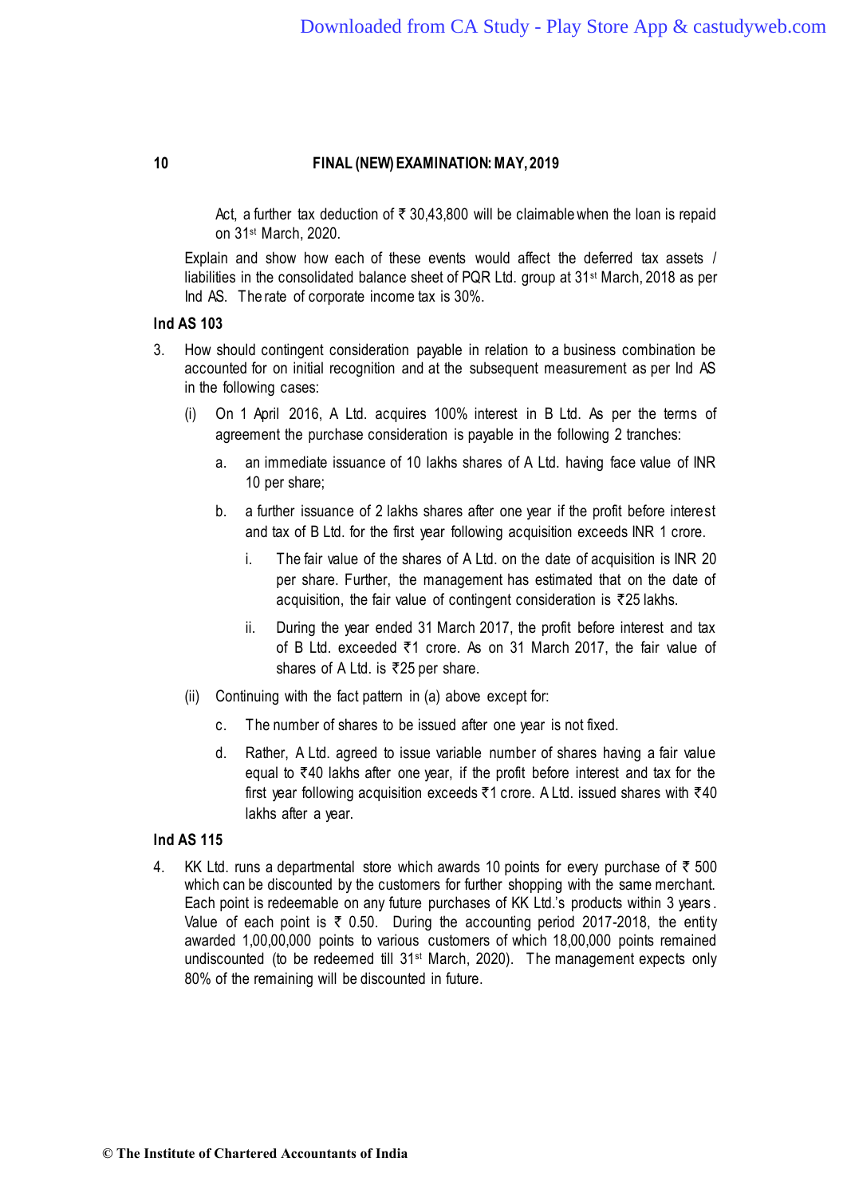Act, a further tax deduction of ₹ 30,43,800 will be claimable when the loan is repaid on 31st March, 2020.

Explain and show how each of these events would affect the deferred tax assets / liabilities in the consolidated balance sheet of PQR Ltd. group at 31st March, 2018 as per Ind AS. The rate of corporate income tax is 30%.

**Ind AS 103**

3. How should contingent consideration payable in relation to a business combination be accounted for on initial recognition and at the subsequent measurement as per Ind AS in the following cases:

   (i) On 1 April 2016, A Ltd. acquires 100% interest in B Ltd. As per the terms of agreement the purchase consideration is payable in the following 2 tranches:

      a. an immediate issuance of 10 lakhs shares of A Ltd. having face value of INR 10 per share;

      b. a further issuance of 2 lakhs shares after one year if the profit before interest and tax of B Ltd. for the first year following acquisition exceeds INR 1 crore.

         i. The fair value of the shares of A Ltd. on the date of acquisition is INR 20 per share. Further, the management has estimated that on the date of acquisition, the fair value of contingent consideration is ₹25 lakhs.

         ii. During the year ended 31 March 2017, the profit before interest and tax of B Ltd. exceeded ₹1 crore. As on 31 March 2017, the fair value of shares of A Ltd. is ₹25 per share.

   (ii) Continuing with the fact pattern in (a) above except for:

      c. The number of shares to be issued after one year is not fixed.

      d. Rather, A Ltd. agreed to issue variable number of shares having a fair value equal to ₹40 lakhs after one year, if the profit before interest and tax for the first year following acquisition exceeds ₹1 crore. A Ltd. issued shares with ₹40 lakhs after a year.

**Ind AS 115**

4. KK Ltd. runs a departmental store which awards 10 points for every purchase of ₹ 500 which can be discounted by the customers for further shopping with the same merchant. Each point is redeemable on any future purchases of KK Ltd.'s products within 3 years. Value of each point is ₹ 0.50. During the accounting period 2017-2018, the entity awarded 1,00,00,000 points to various customers of which 18,00,000 points remained undiscounted (to be redeemed till 31st March, 2020). The management expects only 80% of the remaining will be discounted in future.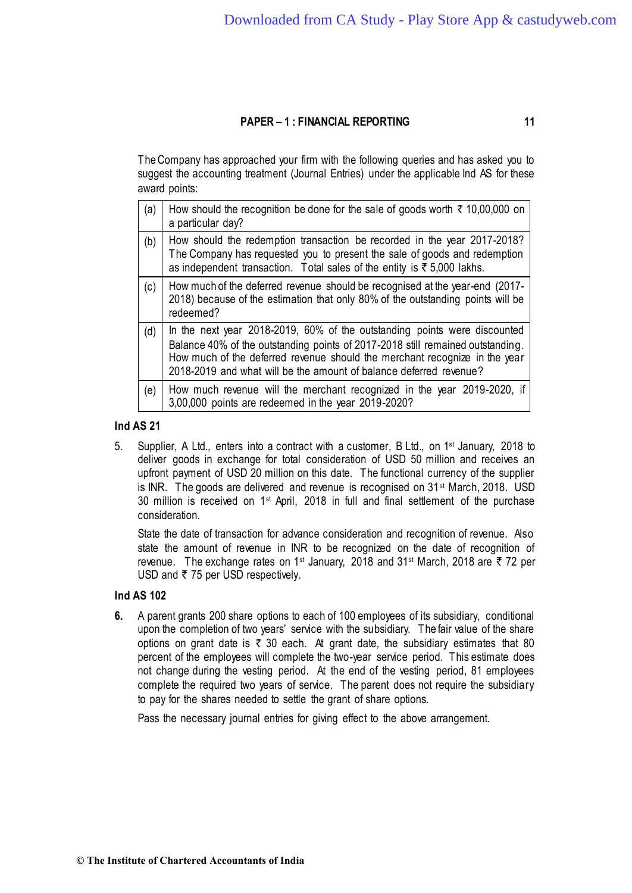The Company has approached your firm with the following queries and has asked you to suggest the accounting treatment (Journal Entries) under the applicable Ind AS for these award points:

| | |
|---|---|
| (a) | How should the recognition be done for the sale of goods worth ₹ 10,00,000 on a particular day? |
| (b) | How should the redemption transaction be recorded in the year 2017-2018? The Company has requested you to present the sale of goods and redemption as independent transaction. Total sales of the entity is ₹ 5,000 lakhs. |
| (c) | How much of the deferred revenue should be recognised at the year-end (2017-2018) because of the estimation that only 80% of the outstanding points will be redeemed? |
| (d) | In the next year 2018-2019, 60% of the outstanding points were discounted Balance 40% of the outstanding points of 2017-2018 still remained outstanding. How much of the deferred revenue should the merchant recognize in the year 2018-2019 and what will be the amount of balance deferred revenue? |
| (e) | How much revenue will the merchant recognized in the year 2019-2020, if 3,00,000 points are redeemed in the year 2019-2020? |

**Ind AS 21**

5. Supplier, A Ltd., enters into a contract with a customer, B Ltd., on 1st January, 2018 to deliver goods in exchange for total consideration of USD 50 million and receives an upfront payment of USD 20 million on this date. The functional currency of the supplier is INR. The goods are delivered and revenue is recognised on 31st March, 2018. USD 30 million is received on 1st April, 2018 in full and final settlement of the purchase consideration.

   State the date of transaction for advance consideration and recognition of revenue. Also state the amount of revenue in INR to be recognized on the date of recognition of revenue. The exchange rates on 1st January, 2018 and 31st March, 2018 are ₹ 72 per USD and ₹ 75 per USD respectively.

**Ind AS 102**

**6.** A parent grants 200 share options to each of 100 employees of its subsidiary, conditional upon the completion of two years' service with the subsidiary. The fair value of the share options on grant date is ₹ 30 each. At grant date, the subsidiary estimates that 80 percent of the employees will complete the two-year service period. This estimate does not change during the vesting period. At the end of the vesting period, 81 employees complete the required two years of service. The parent does not require the subsidiary to pay for the shares needed to settle the grant of share options.

   Pass the necessary journal entries for giving effect to the above arrangement.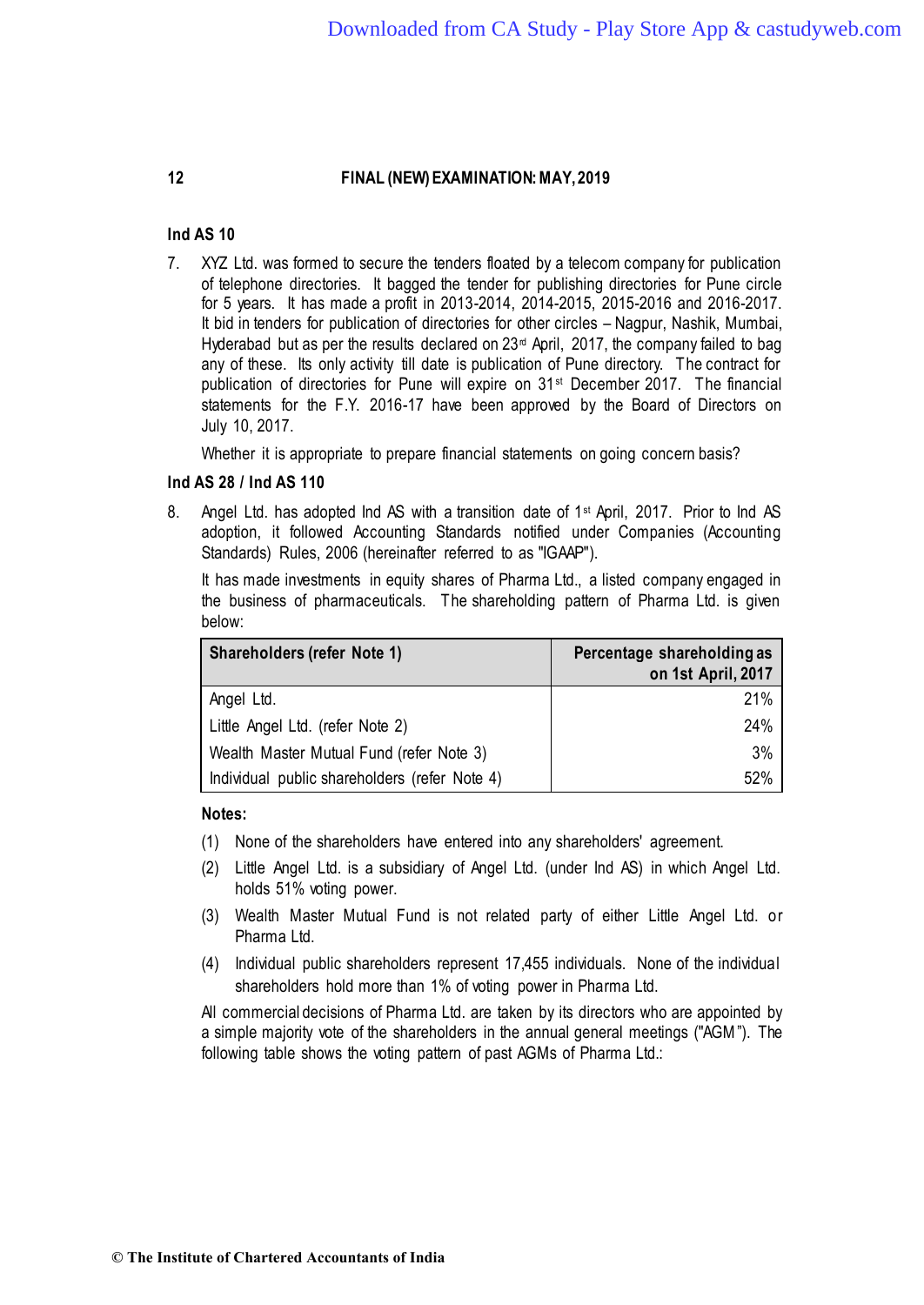### Ind AS 10

7. XYZ Ltd. was formed to secure the tenders floated by a telecom company for publication of telephone directories. It bagged the tender for publishing directories for Pune circle for 5 years. It has made a profit in 2013-2014, 2014-2015, 2015-2016 and 2016-2017. It bid in tenders for publication of directories for other circles – Nagpur, Nashik, Mumbai, Hyderabad but as per the results declared on 23rd April, 2017, the company failed to bag any of these. Its only activity till date is publication of Pune directory. The contract for publication of directories for Pune will expire on 31st December 2017. The financial statements for the F.Y. 2016-17 have been approved by the Board of Directors on July 10, 2017.

   Whether it is appropriate to prepare financial statements on going concern basis?

### Ind AS 28 / Ind AS 110

8. Angel Ltd. has adopted Ind AS with a transition date of 1st April, 2017. Prior to Ind AS adoption, it followed Accounting Standards notified under Companies (Accounting Standards) Rules, 2006 (hereinafter referred to as "IGAAP").

   It has made investments in equity shares of Pharma Ltd., a listed company engaged in the business of pharmaceuticals. The shareholding pattern of Pharma Ltd. is given below:

| Shareholders (refer Note 1) | Percentage shareholding as on 1st April, 2017 |
|---|---:|
| Angel Ltd. | 21% |
| Little Angel Ltd. (refer Note 2) | 24% |
| Wealth Master Mutual Fund (refer Note 3) | 3% |
| Individual public shareholders (refer Note 4) | 52% |

   **Notes:**

   (1) None of the shareholders have entered into any shareholders' agreement.

   (2) Little Angel Ltd. is a subsidiary of Angel Ltd. (under Ind AS) in which Angel Ltd. holds 51% voting power.

   (3) Wealth Master Mutual Fund is not related party of either Little Angel Ltd. or Pharma Ltd.

   (4) Individual public shareholders represent 17,455 individuals. None of the individual shareholders hold more than 1% of voting power in Pharma Ltd.

   All commercial decisions of Pharma Ltd. are taken by its directors who are appointed by a simple majority vote of the shareholders in the annual general meetings ("AGM"). The following table shows the voting pattern of past AGMs of Pharma Ltd.: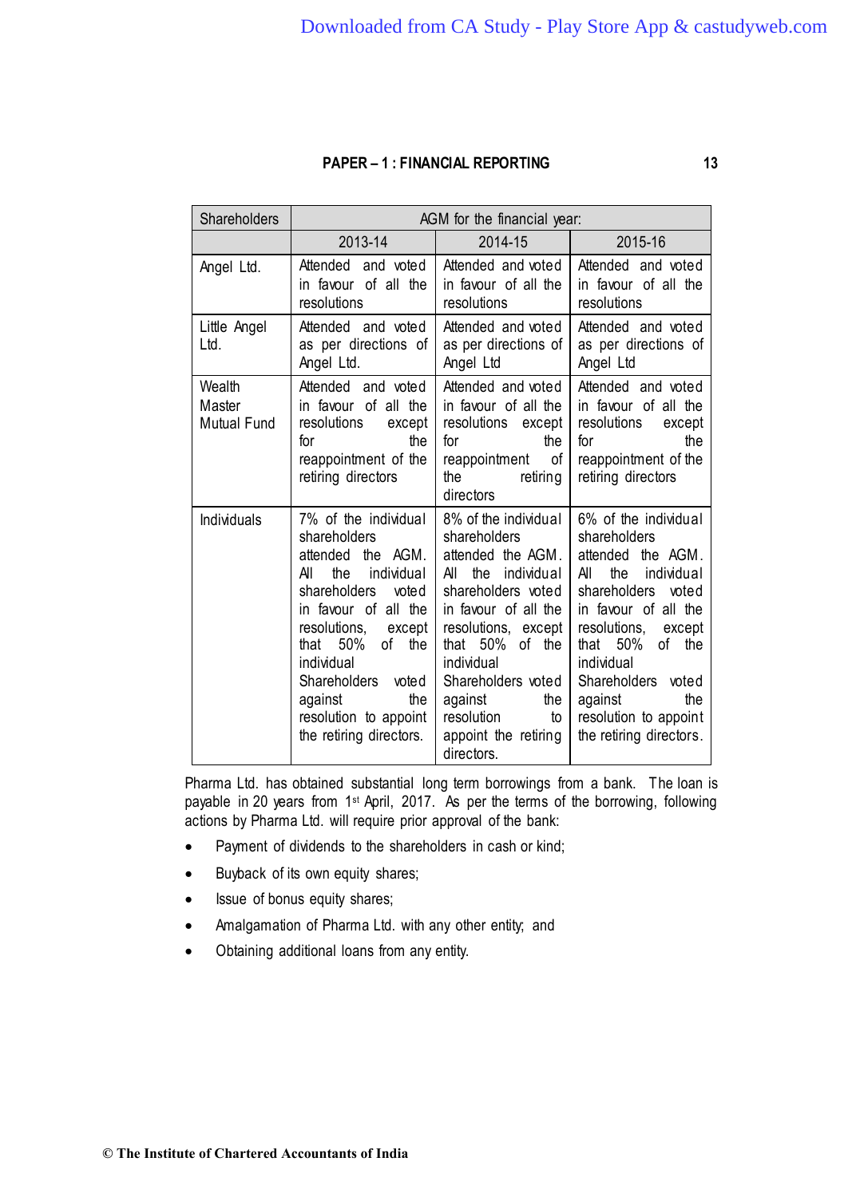| Shareholders | AGM for the financial year: | | |
|---|---|---|---|
| | 2013-14 | 2014-15 | 2015-16 |
| Angel Ltd. | Attended and voted in favour of all the resolutions | Attended and voted in favour of all the resolutions | Attended and voted in favour of all the resolutions |
| Little Angel Ltd. | Attended and voted as per directions of Angel Ltd. | Attended and voted as per directions of Angel Ltd | Attended and voted as per directions of Angel Ltd |
| Wealth Master Mutual Fund | Attended and voted in favour of all the resolutions except for the reappointment of the retiring directors | Attended and voted in favour of all the resolutions except for the reappointment of the retiring directors | Attended and voted in favour of all the resolutions except for the reappointment of the retiring directors |
| Individuals | 7% of the individual shareholders attended the AGM. All the individual shareholders voted in favour of all the resolutions, except that 50% of the individual Shareholders voted against the resolution to appoint the retiring directors. | 8% of the individual shareholders attended the AGM. All the individual shareholders voted in favour of all the resolutions, except that 50% of the individual Shareholders voted against the resolution to appoint the retiring directors. | 6% of the individual shareholders attended the AGM. All the individual shareholders voted in favour of all the resolutions, except that 50% of the individual Shareholders voted against the resolution to appoint the retiring directors. |

Pharma Ltd. has obtained substantial long term borrowings from a bank. The loan is payable in 20 years from 1st April, 2017. As per the terms of the borrowing, following actions by Pharma Ltd. will require prior approval of the bank:

- Payment of dividends to the shareholders in cash or kind;
- Buyback of its own equity shares;
- Issue of bonus equity shares;
- Amalgamation of Pharma Ltd. with any other entity; and
- Obtaining additional loans from any entity.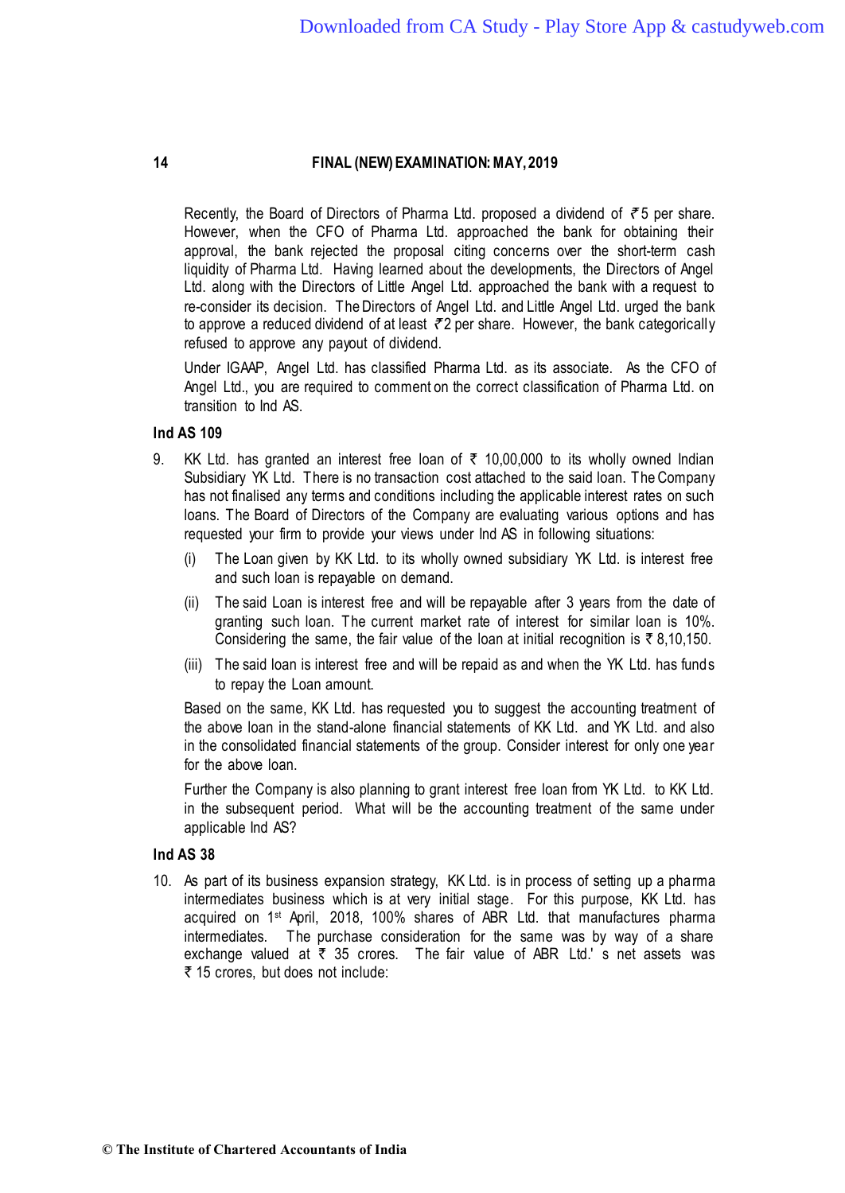Recently, the Board of Directors of Pharma Ltd. proposed a dividend of ₹ 5 per share. However, when the CFO of Pharma Ltd. approached the bank for obtaining their approval, the bank rejected the proposal citing concerns over the short-term cash liquidity of Pharma Ltd. Having learned about the developments, the Directors of Angel Ltd. along with the Directors of Little Angel Ltd. approached the bank with a request to re-consider its decision. The Directors of Angel Ltd. and Little Angel Ltd. urged the bank to approve a reduced dividend of at least ₹ 2 per share. However, the bank categorically refused to approve any payout of dividend.

Under IGAAP, Angel Ltd. has classified Pharma Ltd. as its associate. As the CFO of Angel Ltd., you are required to comment on the correct classification of Pharma Ltd. on transition to Ind AS.

**Ind AS 109**

9. KK Ltd. has granted an interest free loan of ₹ 10,00,000 to its wholly owned Indian Subsidiary YK Ltd. There is no transaction cost attached to the said loan. The Company has not finalised any terms and conditions including the applicable interest rates on such loans. The Board of Directors of the Company are evaluating various options and has requested your firm to provide your views under Ind AS in following situations:

   (i) The Loan given by KK Ltd. to its wholly owned subsidiary YK Ltd. is interest free and such loan is repayable on demand.

   (ii) The said Loan is interest free and will be repayable after 3 years from the date of granting such loan. The current market rate of interest for similar loan is 10%. Considering the same, the fair value of the loan at initial recognition is ₹ 8,10,150.

   (iii) The said loan is interest free and will be repaid as and when the YK Ltd. has funds to repay the Loan amount.

   Based on the same, KK Ltd. has requested you to suggest the accounting treatment of the above loan in the stand-alone financial statements of KK Ltd. and YK Ltd. and also in the consolidated financial statements of the group. Consider interest for only one year for the above loan.

   Further the Company is also planning to grant interest free loan from YK Ltd. to KK Ltd. in the subsequent period. What will be the accounting treatment of the same under applicable Ind AS?

**Ind AS 38**

10. As part of its business expansion strategy, KK Ltd. is in process of setting up a pharma intermediates business which is at very initial stage. For this purpose, KK Ltd. has acquired on 1st April, 2018, 100% shares of ABR Ltd. that manufactures pharma intermediates. The purchase consideration for the same was by way of a share exchange valued at ₹ 35 crores. The fair value of ABR Ltd.'s net assets was ₹ 15 crores, but does not include: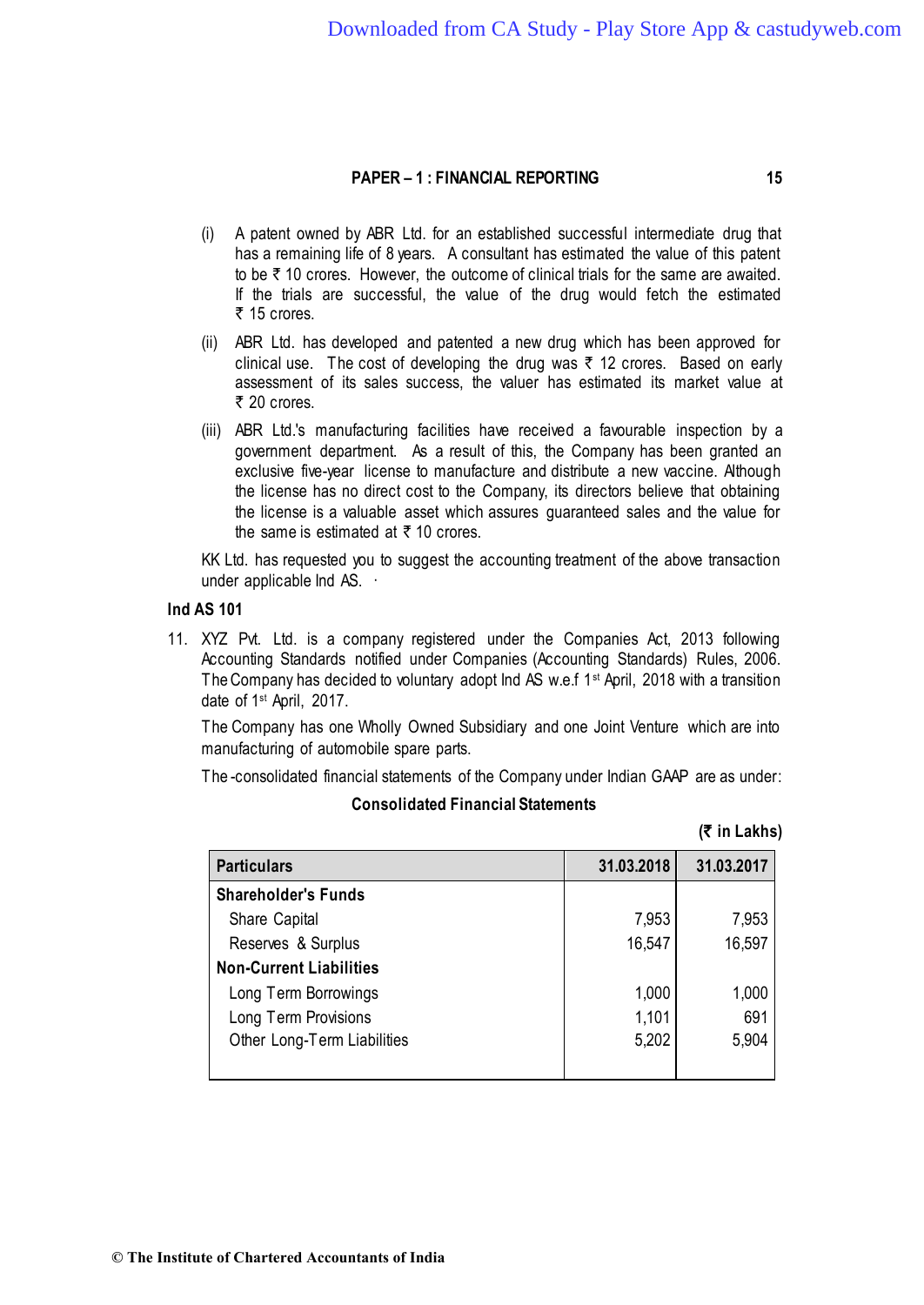(i) A patent owned by ABR Ltd. for an established successful intermediate drug that has a remaining life of 8 years. A consultant has estimated the value of this patent to be ₹ 10 crores. However, the outcome of clinical trials for the same are awaited. If the trials are successful, the value of the drug would fetch the estimated ₹ 15 crores.

(ii) ABR Ltd. has developed and patented a new drug which has been approved for clinical use. The cost of developing the drug was ₹ 12 crores. Based on early assessment of its sales success, the valuer has estimated its market value at ₹ 20 crores.

(iii) ABR Ltd.'s manufacturing facilities have received a favourable inspection by a government department. As a result of this, the Company has been granted an exclusive five-year license to manufacture and distribute a new vaccine. Although the license has no direct cost to the Company, its directors believe that obtaining the license is a valuable asset which assures guaranteed sales and the value for the same is estimated at ₹ 10 crores.

KK Ltd. has requested you to suggest the accounting treatment of the above transaction under applicable Ind AS.

**Ind AS 101**

11. XYZ Pvt. Ltd. is a company registered under the Companies Act, 2013 following Accounting Standards notified under Companies (Accounting Standards) Rules, 2006. The Company has decided to voluntary adopt Ind AS w.e.f 1st April, 2018 with a transition date of 1st April, 2017.

The Company has one Wholly Owned Subsidiary and one Joint Venture which are into manufacturing of automobile spare parts.

The consolidated financial statements of the Company under Indian GAAP are as under:

**Consolidated Financial Statements**

**(₹ in Lakhs)**

| Particulars | 31.03.2018 | 31.03.2017 |
|---|---|---|
| **Shareholder's Funds** | | |
| Share Capital | 7,953 | 7,953 |
| Reserves & Surplus | 16,547 | 16,597 |
| **Non-Current Liabilities** | | |
| Long Term Borrowings | 1,000 | 1,000 |
| Long Term Provisions | 1,101 | 691 |
| Other Long-Term Liabilities | 5,202 | 5,904 |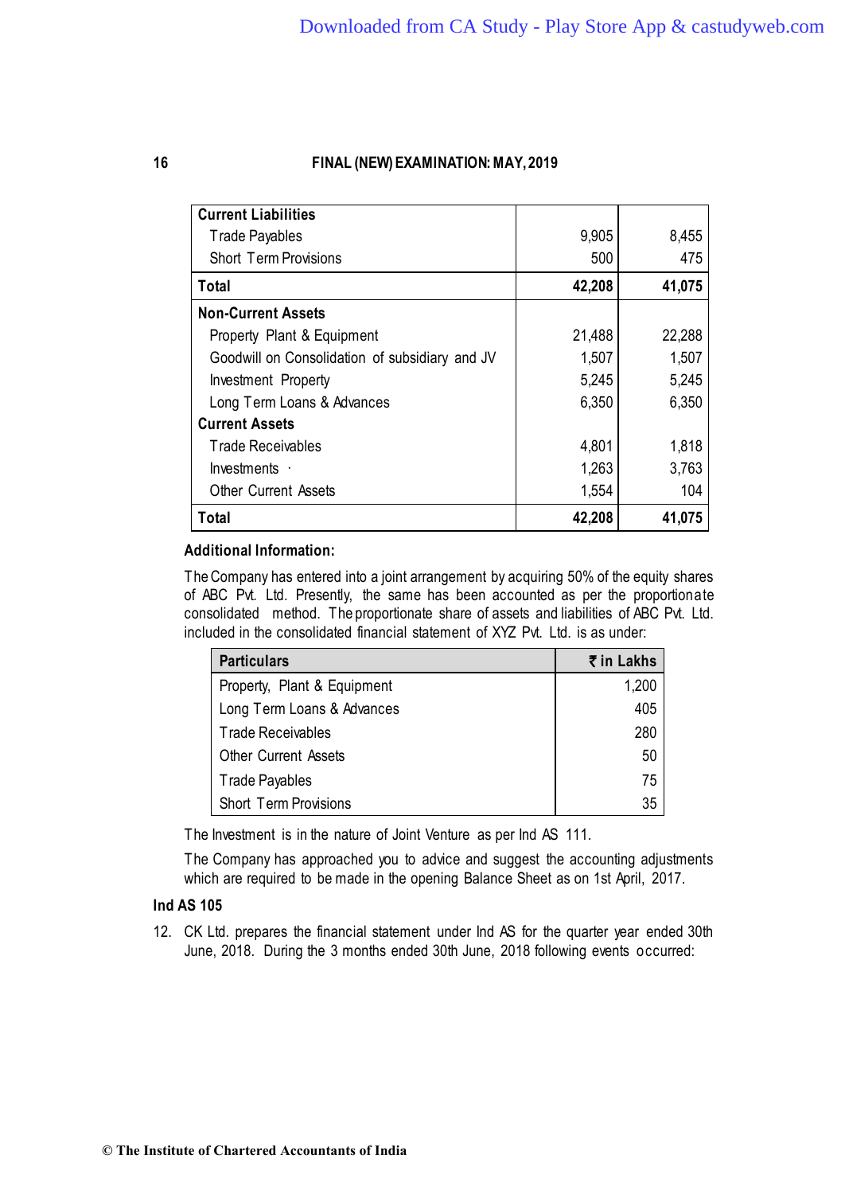| | | |
|---|---|---|
| **Current Liabilities** | | |
| Trade Payables | 9,905 | 8,455 |
| Short Term Provisions | 500 | 475 |
| **Total** | **42,208** | **41,075** |
| **Non-Current Assets** | | |
| Property Plant & Equipment | 21,488 | 22,288 |
| Goodwill on Consolidation of subsidiary and JV | 1,507 | 1,507 |
| Investment Property | 5,245 | 5,245 |
| Long Term Loans & Advances | 6,350 | 6,350 |
| **Current Assets** | | |
| Trade Receivables | 4,801 | 1,818 |
| Investments | 1,263 | 3,763 |
| Other Current Assets | 1,554 | 104 |
| **Total** | **42,208** | **41,075** |

**Additional Information:**

The Company has entered into a joint arrangement by acquiring 50% of the equity shares of ABC Pvt. Ltd. Presently, the same has been accounted as per the proportionate consolidated method. The proportionate share of assets and liabilities of ABC Pvt. Ltd. included in the consolidated financial statement of XYZ Pvt. Ltd. is as under:

| **Particulars** | **₹ in Lakhs** |
|---|---|
| Property, Plant & Equipment | 1,200 |
| Long Term Loans & Advances | 405 |
| Trade Receivables | 280 |
| Other Current Assets | 50 |
| Trade Payables | 75 |
| Short Term Provisions | 35 |

The Investment is in the nature of Joint Venture as per Ind AS 111.

The Company has approached you to advice and suggest the accounting adjustments which are required to be made in the opening Balance Sheet as on 1st April, 2017.

**Ind AS 105**

12. CK Ltd. prepares the financial statement under Ind AS for the quarter year ended 30th June, 2018. During the 3 months ended 30th June, 2018 following events occurred: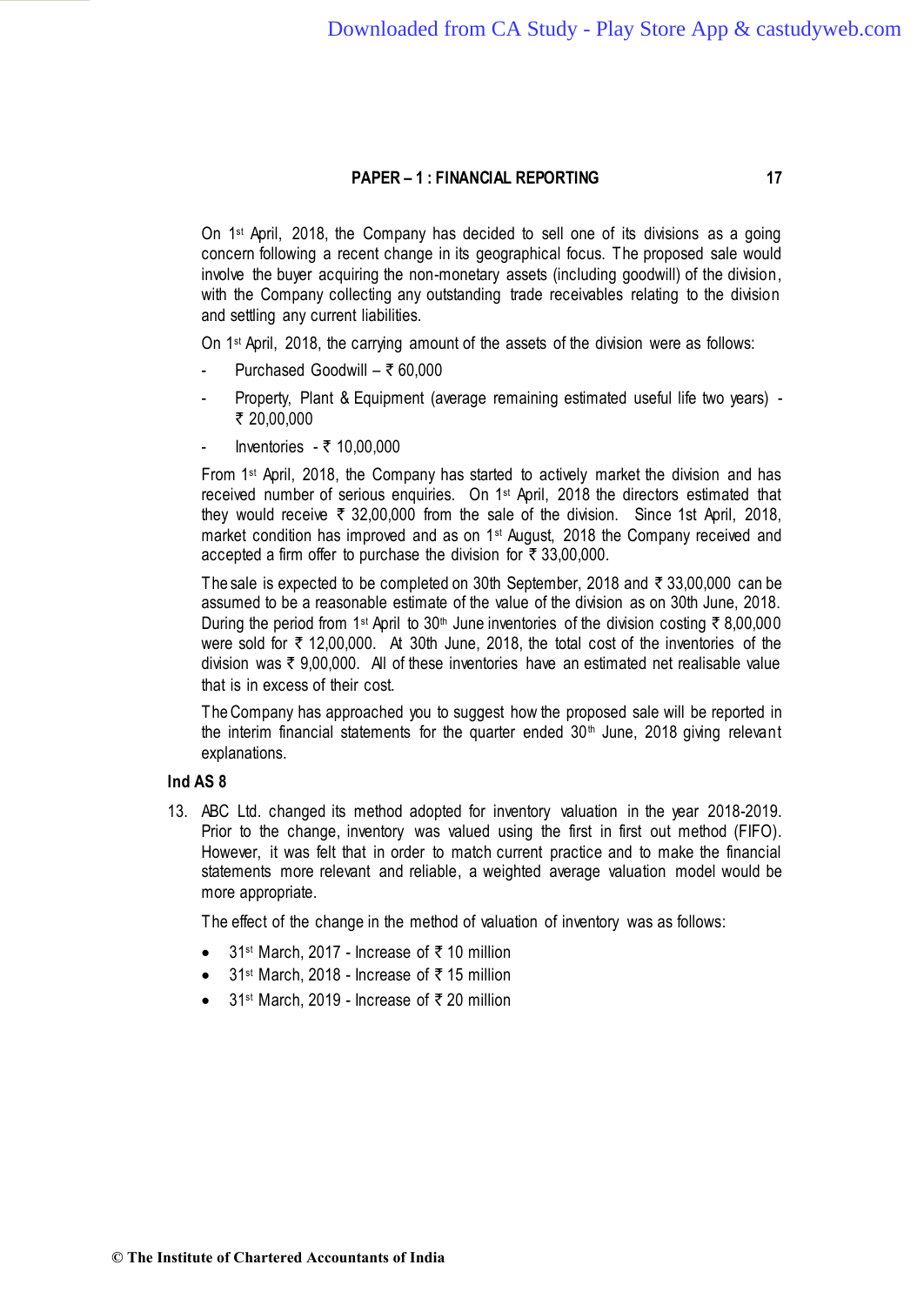On 1st April, 2018, the Company has decided to sell one of its divisions as a going concern following a recent change in its geographical focus. The proposed sale would involve the buyer acquiring the non-monetary assets (including goodwill) of the division, with the Company collecting any outstanding trade receivables relating to the division and settling any current liabilities.

On 1st April, 2018, the carrying amount of the assets of the division were as follows:

- Purchased Goodwill – ₹ 60,000
- Property, Plant & Equipment (average remaining estimated useful life two years) - ₹ 20,00,000
- Inventories - ₹ 10,00,000

From 1st April, 2018, the Company has started to actively market the division and has received number of serious enquiries. On 1st April, 2018 the directors estimated that they would receive ₹ 32,00,000 from the sale of the division. Since 1st April, 2018, market condition has improved and as on 1st August, 2018 the Company received and accepted a firm offer to purchase the division for ₹ 33,00,000.

The sale is expected to be completed on 30th September, 2018 and ₹ 33,00,000 can be assumed to be a reasonable estimate of the value of the division as on 30th June, 2018. During the period from 1st April to 30th June inventories of the division costing ₹ 8,00,000 were sold for ₹ 12,00,000. At 30th June, 2018, the total cost of the inventories of the division was ₹ 9,00,000. All of these inventories have an estimated net realisable value that is in excess of their cost.

The Company has approached you to suggest how the proposed sale will be reported in the interim financial statements for the quarter ended 30th June, 2018 giving relevant explanations.

**Ind AS 8**

13. ABC Ltd. changed its method adopted for inventory valuation in the year 2018-2019. Prior to the change, inventory was valued using the first in first out method (FIFO). However, it was felt that in order to match current practice and to make the financial statements more relevant and reliable, a weighted average valuation model would be more appropriate.

    The effect of the change in the method of valuation of inventory was as follows:

    - 31st March, 2017 - Increase of ₹ 10 million
    - 31st March, 2018 - Increase of ₹ 15 million
    - 31st March, 2019 - Increase of ₹ 20 million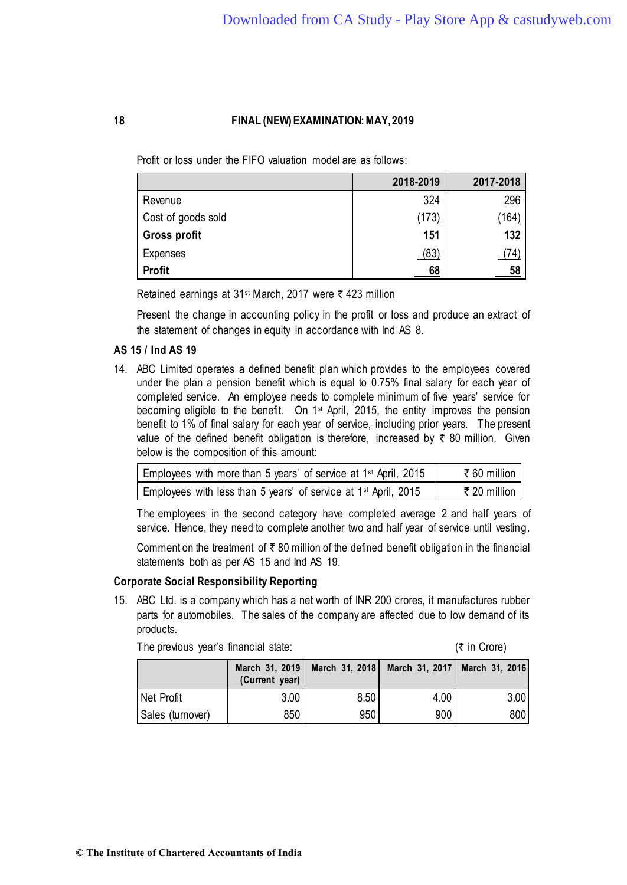Profit or loss under the FIFO valuation model are as follows:

| | 2018-2019 | 2017-2018 |
|---|---|---|
| Revenue | 324 | 296 |
| Cost of goods sold | (173) | (164) |
| **Gross profit** | **151** | **132** |
| Expenses | (83) | (74) |
| **Profit** | **68** | **58** |

Retained earnings at 31st March, 2017 were ₹ 423 million

Present the change in accounting policy in the profit or loss and produce an extract of the statement of changes in equity in accordance with Ind AS 8.

### AS 15 / Ind AS 19

14. ABC Limited operates a defined benefit plan which provides to the employees covered under the plan a pension benefit which is equal to 0.75% final salary for each year of completed service. An employee needs to complete minimum of five years' service for becoming eligible to the benefit. On 1st April, 2015, the entity improves the pension benefit to 1% of final salary for each year of service, including prior years. The present value of the defined benefit obligation is therefore, increased by ₹ 80 million. Given below is the composition of this amount:

| | |
|---|---|
| Employees with more than 5 years' of service at 1st April, 2015 | ₹ 60 million |
| Employees with less than 5 years' of service at 1st April, 2015 | ₹ 20 million |

The employees in the second category have completed average 2 and half years of service. Hence, they need to complete another two and half year of service until vesting.

Comment on the treatment of ₹ 80 million of the defined benefit obligation in the financial statements both as per AS 15 and Ind AS 19.

### Corporate Social Responsibility Reporting

15. ABC Ltd. is a company which has a net worth of INR 200 crores, it manufactures rubber parts for automobiles. The sales of the company are affected due to low demand of its products.

The previous year's financial state: (₹ in Crore)

| | March 31, 2019 (Current year) | March 31, 2018 | March 31, 2017 | March 31, 2016 |
|---|---|---|---|---|
| Net Profit | 3.00 | 8.50 | 4.00 | 3.00 |
| Sales (turnover) | 850 | 950 | 900 | 800 |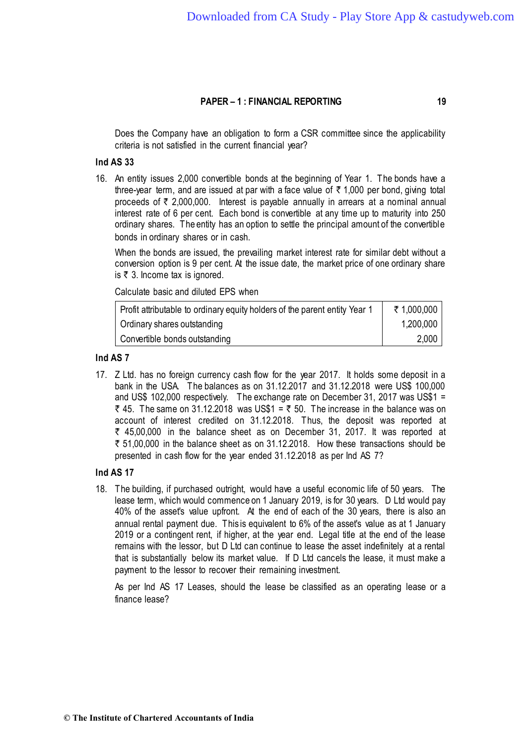Does the Company have an obligation to form a CSR committee since the applicability criteria is not satisfied in the current financial year?

## Ind AS 33

16. An entity issues 2,000 convertible bonds at the beginning of Year 1. The bonds have a three-year term, and are issued at par with a face value of ₹ 1,000 per bond, giving total proceeds of ₹ 2,000,000. Interest is payable annually in arrears at a nominal annual interest rate of 6 per cent. Each bond is convertible at any time up to maturity into 250 ordinary shares. The entity has an option to settle the principal amount of the convertible bonds in ordinary shares or in cash.

    When the bonds are issued, the prevailing market interest rate for similar debt without a conversion option is 9 per cent. At the issue date, the market price of one ordinary share is ₹ 3. Income tax is ignored.

    Calculate basic and diluted EPS when

| | |
|---|---|
| Profit attributable to ordinary equity holders of the parent entity Year 1 | ₹ 1,000,000 |
| Ordinary shares outstanding | 1,200,000 |
| Convertible bonds outstanding | 2,000 |

## Ind AS 7

17. Z Ltd. has no foreign currency cash flow for the year 2017. It holds some deposit in a bank in the USA. The balances as on 31.12.2017 and 31.12.2018 were US$ 100,000 and US$ 102,000 respectively. The exchange rate on December 31, 2017 was US$1 = ₹ 45. The same on 31.12.2018 was US$1 = ₹ 50. The increase in the balance was on account of interest credited on 31.12.2018. Thus, the deposit was reported at ₹ 45,00,000 in the balance sheet as on December 31, 2017. It was reported at ₹ 51,00,000 in the balance sheet as on 31.12.2018. How these transactions should be presented in cash flow for the year ended 31.12.2018 as per Ind AS 7?

## Ind AS 17

18. The building, if purchased outright, would have a useful economic life of 50 years. The lease term, which would commence on 1 January 2019, is for 30 years. D Ltd would pay 40% of the asset's value upfront. At the end of each of the 30 years, there is also an annual rental payment due. This is equivalent to 6% of the asset's value as at 1 January 2019 or a contingent rent, if higher, at the year end. Legal title at the end of the lease remains with the lessor, but D Ltd can continue to lease the asset indefinitely at a rental that is substantially below its market value. If D Ltd cancels the lease, it must make a payment to the lessor to recover their remaining investment.

    As per Ind AS 17 Leases, should the lease be classified as an operating lease or a finance lease?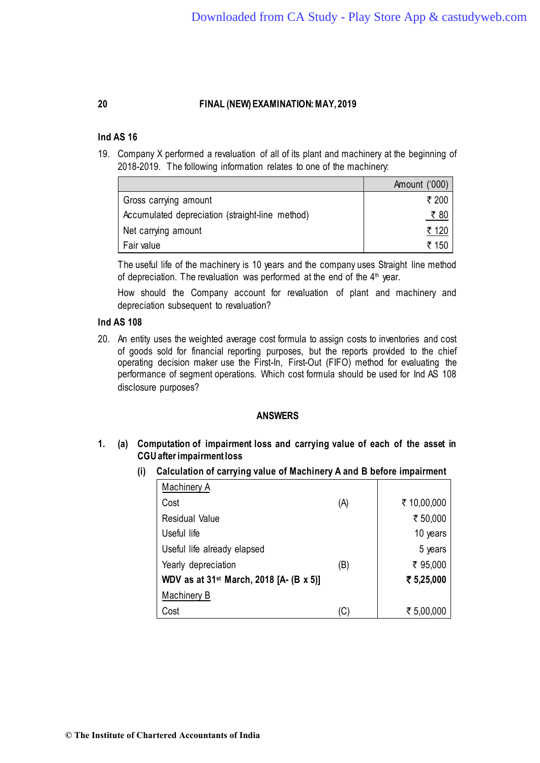**Ind AS 16**

19. Company X performed a revaluation of all of its plant and machinery at the beginning of 2018-2019. The following information relates to one of the machinery:

| | Amount ('000) |
|---|---|
| Gross carrying amount | ₹ 200 |
| Accumulated depreciation (straight-line method) | ₹ 80 |
| Net carrying amount | ₹ 120 |
| Fair value | ₹ 150 |

The useful life of the machinery is 10 years and the company uses Straight line method of depreciation. The revaluation was performed at the end of the 4th year.

How should the Company account for revaluation of plant and machinery and depreciation subsequent to revaluation?

**Ind AS 108**

20. An entity uses the weighted average cost formula to assign costs to inventories and cost of goods sold for financial reporting purposes, but the reports provided to the chief operating decision maker use the First-In, First-Out (FIFO) method for evaluating the performance of segment operations. Which cost formula should be used for Ind AS 108 disclosure purposes?

## ANSWERS

1. **(a) Computation of impairment loss and carrying value of each of the asset in CGU after impairment loss**

**(i) Calculation of carrying value of Machinery A and B before impairment**

| | | |
|---|---|---|
| Machinery A | | |
| Cost | (A) | ₹ 10,00,000 |
| Residual Value | | ₹ 50,000 |
| Useful life | | 10 years |
| Useful life already elapsed | | 5 years |
| Yearly depreciation | (B) | ₹ 95,000 |
| **WDV as at 31st March, 2018 [A- (B x 5)]** | | **₹ 5,25,000** |
| Machinery B | | |
| Cost | (C) | ₹ 5,00,000 |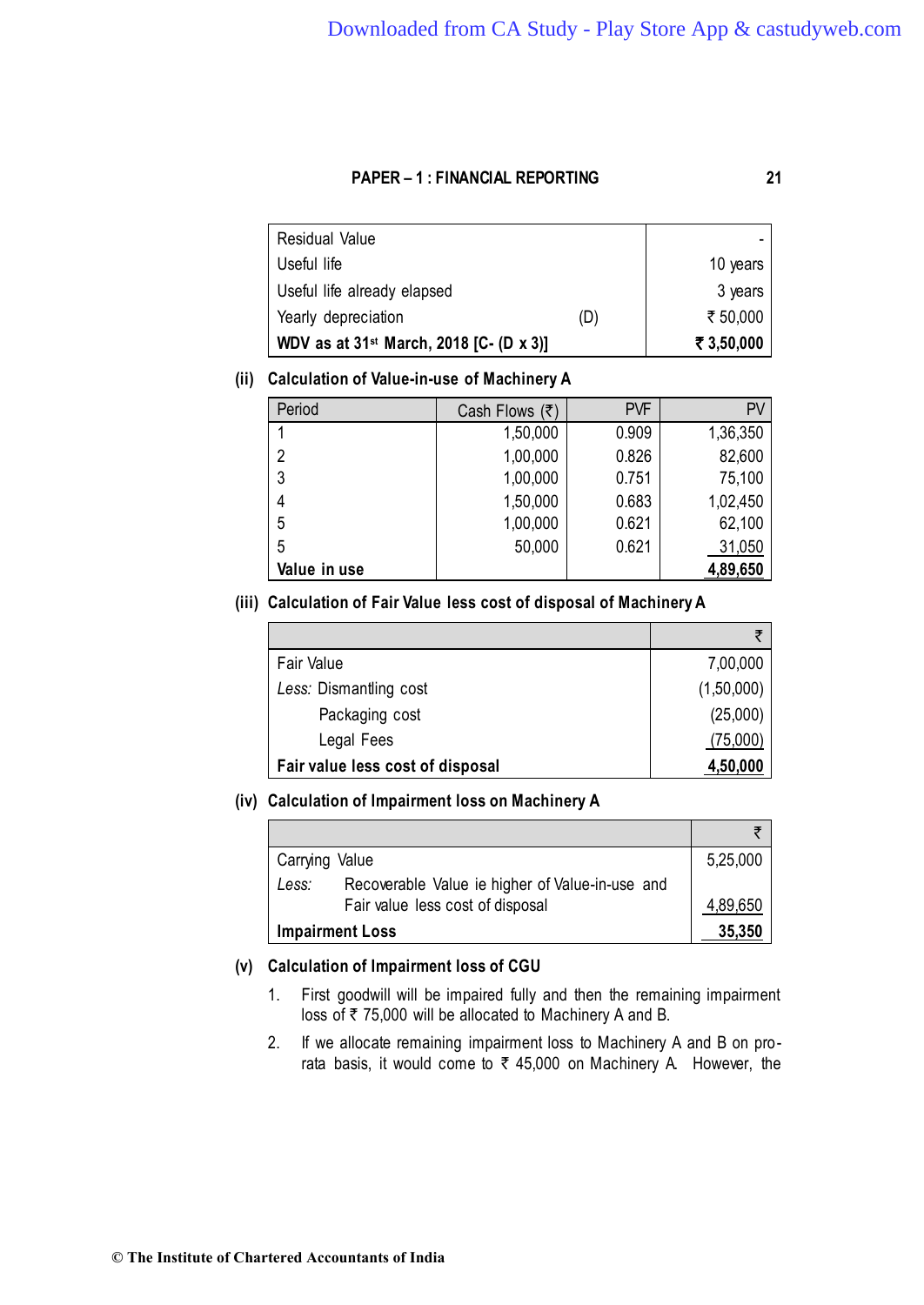| | | |
|---|---|---|
| Residual Value | | - |
| Useful life | | 10 years |
| Useful life already elapsed | | 3 years |
| Yearly depreciation | (D) | ₹ 50,000 |
| **WDV as at 31st March, 2018 [C- (D x 3)]** | | **₹ 3,50,000** |

**(ii) Calculation of Value-in-use of Machinery A**

| Period | Cash Flows (₹) | PVF | PV |
|---|---|---|---|
| 1 | 1,50,000 | 0.909 | 1,36,350 |
| 2 | 1,00,000 | 0.826 | 82,600 |
| 3 | 1,00,000 | 0.751 | 75,100 |
| 4 | 1,50,000 | 0.683 | 1,02,450 |
| 5 | 1,00,000 | 0.621 | 62,100 |
| 5 | 50,000 | 0.621 | 31,050 |
| **Value in use** | | | **4,89,650** |

**(iii) Calculation of Fair Value less cost of disposal of Machinery A**

| | ₹ |
|---|---|
| Fair Value | 7,00,000 |
| *Less:* Dismantling cost | (1,50,000) |
| Packaging cost | (25,000) |
| Legal Fees | (75,000) |
| **Fair value less cost of disposal** | **4,50,000** |

**(iv) Calculation of Impairment loss on Machinery A**

| | ₹ |
|---|---|
| Carrying Value | 5,25,000 |
| *Less:* Recoverable Value ie higher of Value-in-use and Fair value less cost of disposal | 4,89,650 |
| **Impairment Loss** | **35,350** |

**(v) Calculation of Impairment loss of CGU**

1. First goodwill will be impaired fully and then the remaining impairment loss of ₹ 75,000 will be allocated to Machinery A and B.

2. If we allocate remaining impairment loss to Machinery A and B on pro-rata basis, it would come to ₹ 45,000 on Machinery A. However, the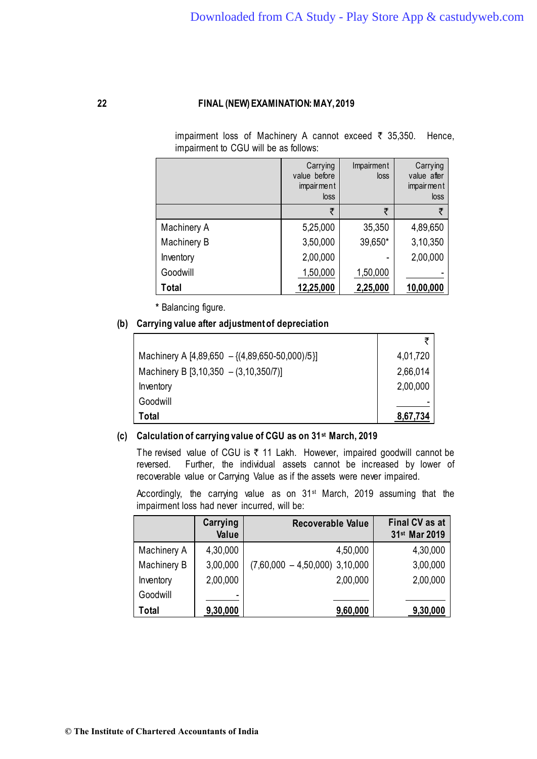impairment loss of Machinery A cannot exceed ₹ 35,350. Hence, impairment to CGU will be as follows:

| | Carrying value before impairment loss | Impairment loss | Carrying value after impairment loss |
|---|---|---|---|
| | ₹ | ₹ | ₹ |
| Machinery A | 5,25,000 | 35,350 | 4,89,650 |
| Machinery B | 3,50,000 | 39,650* | 3,10,350 |
| Inventory | 2,00,000 | - | 2,00,000 |
| Goodwill | 1,50,000 | 1,50,000 | - |
| **Total** | **12,25,000** | **2,25,000** | **10,00,000** |

\* Balancing figure.

**(b) Carrying value after adjustment of depreciation**

| | ₹ |
|---|---|
| Machinery A [4,89,650 – {(4,89,650-50,000)/5}] | 4,01,720 |
| Machinery B [3,10,350 – (3,10,350/7)] | 2,66,014 |
| Inventory | 2,00,000 |
| Goodwill | - |
| **Total** | **8,67,734** |

**(c) Calculation of carrying value of CGU as on 31st March, 2019**

The revised value of CGU is ₹ 11 Lakh. However, impaired goodwill cannot be reversed. Further, the individual assets cannot be increased by lower of recoverable value or Carrying Value as if the assets were never impaired.

Accordingly, the carrying value as on 31st March, 2019 assuming that the impairment loss had never incurred, will be:

| | Carrying Value | Recoverable Value | Final CV as at 31st Mar 2019 |
|---|---|---|---|
| Machinery A | 4,30,000 | 4,50,000 | 4,30,000 |
| Machinery B | 3,00,000 | (7,60,000 – 4,50,000) 3,10,000 | 3,00,000 |
| Inventory | 2,00,000 | 2,00,000 | 2,00,000 |
| Goodwill | - | | |
| **Total** | **9,30,000** | **9,60,000** | **9,30,000** |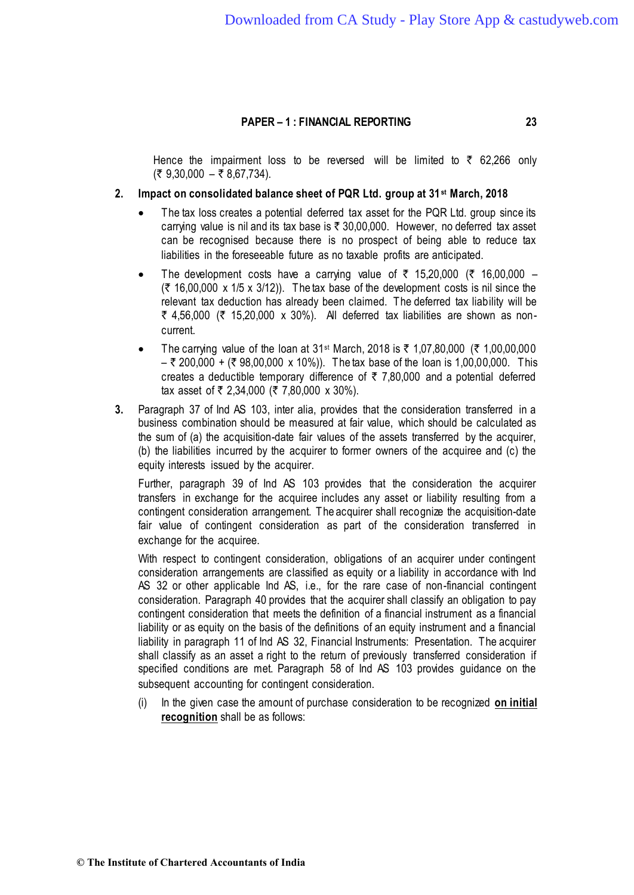Hence the impairment loss to be reversed will be limited to ₹ 62,266 only (₹ 9,30,000 – ₹ 8,67,734).

**2. Impact on consolidated balance sheet of PQR Ltd. group at 31st March, 2018**

- The tax loss creates a potential deferred tax asset for the PQR Ltd. group since its carrying value is nil and its tax base is ₹ 30,00,000. However, no deferred tax asset can be recognised because there is no prospect of being able to reduce tax liabilities in the foreseeable future as no taxable profits are anticipated.
- The development costs have a carrying value of ₹ 15,20,000 (₹ 16,00,000 – (₹ 16,00,000 x 1/5 x 3/12)). The tax base of the development costs is nil since the relevant tax deduction has already been claimed. The deferred tax liability will be ₹ 4,56,000 (₹ 15,20,000 x 30%). All deferred tax liabilities are shown as non-current.
- The carrying value of the loan at 31st March, 2018 is ₹ 1,07,80,000 (₹ 1,00,00,000 – ₹ 200,000 + (₹ 98,00,000 x 10%)). The tax base of the loan is 1,00,00,000. This creates a deductible temporary difference of ₹ 7,80,000 and a potential deferred tax asset of ₹ 2,34,000 (₹ 7,80,000 x 30%).

**3.** Paragraph 37 of Ind AS 103, inter alia, provides that the consideration transferred in a business combination should be measured at fair value, which should be calculated as the sum of (a) the acquisition-date fair values of the assets transferred by the acquirer, (b) the liabilities incurred by the acquirer to former owners of the acquiree and (c) the equity interests issued by the acquirer.

Further, paragraph 39 of Ind AS 103 provides that the consideration the acquirer transfers in exchange for the acquiree includes any asset or liability resulting from a contingent consideration arrangement. The acquirer shall recognize the acquisition-date fair value of contingent consideration as part of the consideration transferred in exchange for the acquiree.

With respect to contingent consideration, obligations of an acquirer under contingent consideration arrangements are classified as equity or a liability in accordance with Ind AS 32 or other applicable Ind AS, i.e., for the rare case of non-financial contingent consideration. Paragraph 40 provides that the acquirer shall classify an obligation to pay contingent consideration that meets the definition of a financial instrument as a financial liability or as equity on the basis of the definitions of an equity instrument and a financial liability in paragraph 11 of Ind AS 32, Financial Instruments: Presentation. The acquirer shall classify as an asset a right to the return of previously transferred consideration if specified conditions are met. Paragraph 58 of Ind AS 103 provides guidance on the subsequent accounting for contingent consideration.

(i) In the given case the amount of purchase consideration to be recognized **on initial recognition** shall be as follows: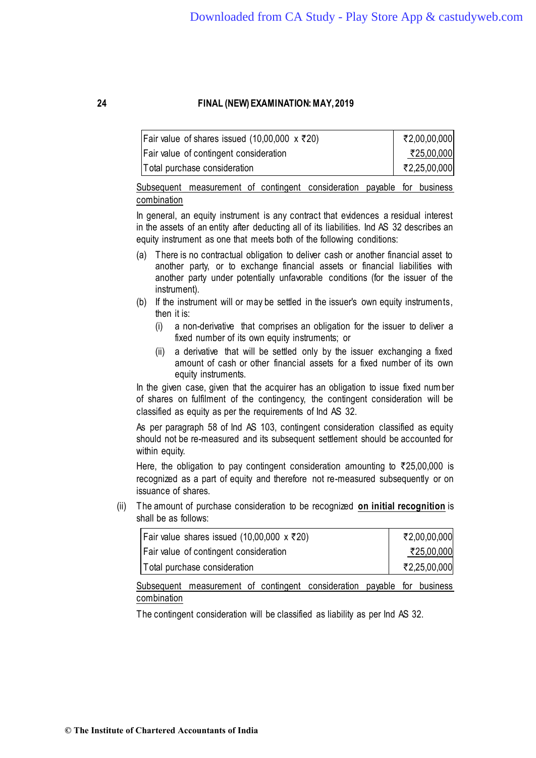| Fair value of shares issued (10,00,000 x ₹20) | ₹2,00,00,000 |
|---|---|
| Fair value of contingent consideration | ₹25,00,000 |
| Total purchase consideration | ₹2,25,00,000 |

<u>Subsequent measurement of contingent consideration payable for business combination</u>

In general, an equity instrument is any contract that evidences a residual interest in the assets of an entity after deducting all of its liabilities. Ind AS 32 describes an equity instrument as one that meets both of the following conditions:

(a) There is no contractual obligation to deliver cash or another financial asset to another party, or to exchange financial assets or financial liabilities with another party under potentially unfavorable conditions (for the issuer of the instrument).

(b) If the instrument will or may be settled in the issuer's own equity instruments, then it is:

   (i) a non-derivative that comprises an obligation for the issuer to deliver a fixed number of its own equity instruments; or

   (ii) a derivative that will be settled only by the issuer exchanging a fixed amount of cash or other financial assets for a fixed number of its own equity instruments.

In the given case, given that the acquirer has an obligation to issue fixed number of shares on fulfilment of the contingency, the contingent consideration will be classified as equity as per the requirements of Ind AS 32.

As per paragraph 58 of Ind AS 103, contingent consideration classified as equity should not be re-measured and its subsequent settlement should be accounted for within equity.

Here, the obligation to pay contingent consideration amounting to ₹25,00,000 is recognized as a part of equity and therefore not re-measured subsequently or on issuance of shares.

(ii) The amount of purchase consideration to be recognized **<u>on initial recognition</u>** is shall be as follows:

| Fair value shares issued (10,00,000 x ₹20) | ₹2,00,00,000 |
|---|---|
| Fair value of contingent consideration | ₹25,00,000 |
| Total purchase consideration | ₹2,25,00,000 |

<u>Subsequent measurement of contingent consideration payable for business combination</u>

The contingent consideration will be classified as liability as per Ind AS 32.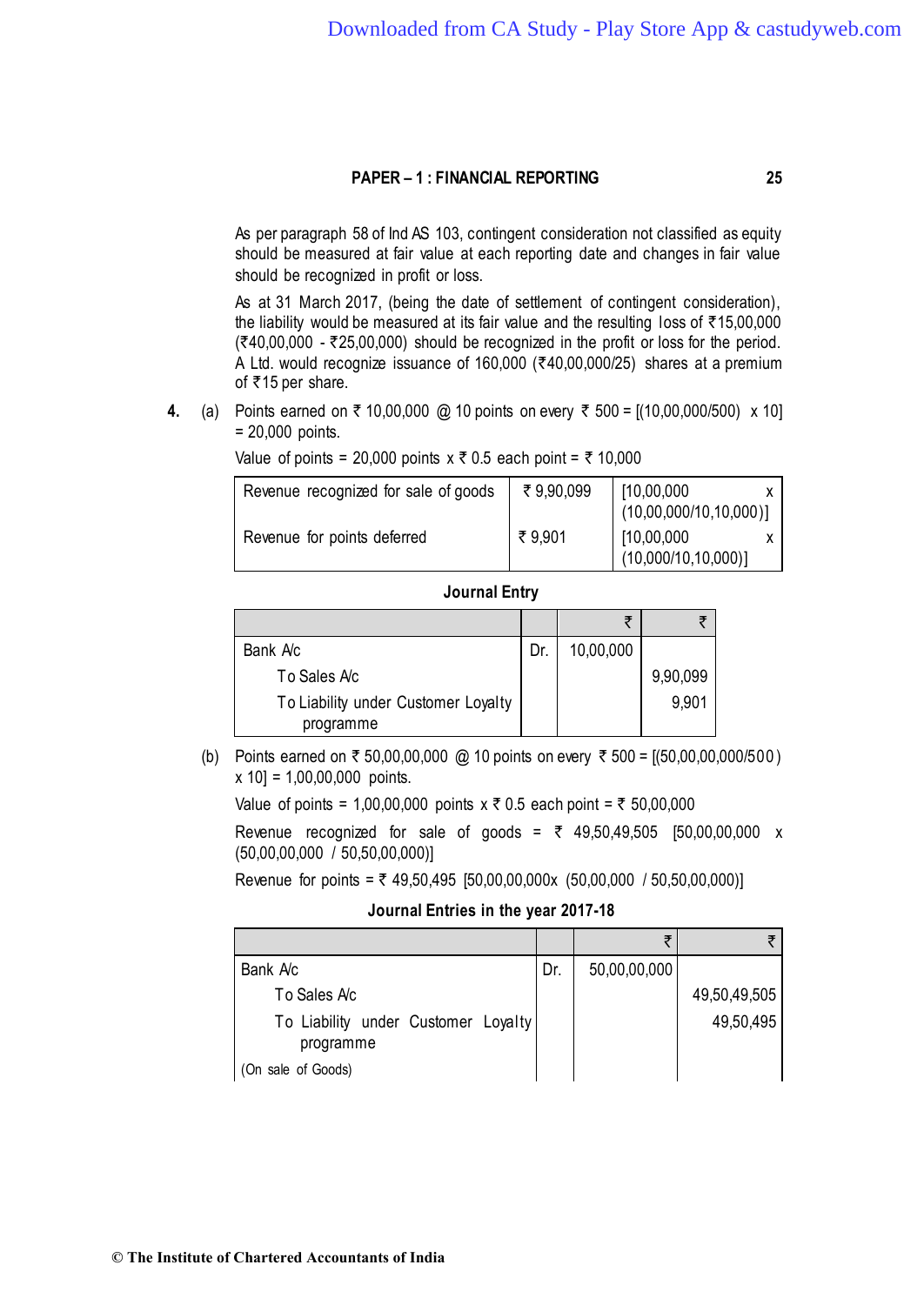As per paragraph 58 of Ind AS 103, contingent consideration not classified as equity should be measured at fair value at each reporting date and changes in fair value should be recognized in profit or loss.

As at 31 March 2017, (being the date of settlement of contingent consideration), the liability would be measured at its fair value and the resulting loss of ₹15,00,000 (₹40,00,000 - ₹25,00,000) should be recognized in the profit or loss for the period. A Ltd. would recognize issuance of 160,000 (₹40,00,000/25) shares at a premium of ₹15 per share.

**4.** (a) Points earned on ₹ 10,00,000 @ 10 points on every ₹ 500 = [(10,00,000/500) x 10] = 20,000 points.

Value of points = 20,000 points x ₹ 0.5 each point = ₹ 10,000

| | | |
|---|---|---|
| Revenue recognized for sale of goods | ₹ 9,90,099 | [10,00,000 x (10,00,000/10,10,000)] |
| Revenue for points deferred | ₹ 9,901 | [10,00,000 x (10,000/10,10,000)] |

**Journal Entry**

| | | ₹ | ₹ |
|---|---|---|---|
| Bank A/c | Dr. | 10,00,000 | |
| To Sales A/c | | | 9,90,099 |
| To Liability under Customer Loyalty programme | | | 9,901 |

(b) Points earned on ₹ 50,00,00,000 @ 10 points on every ₹ 500 = [(50,00,00,000/500) x 10] = 1,00,00,000 points.

Value of points = 1,00,00,000 points x ₹ 0.5 each point = ₹ 50,00,000

Revenue recognized for sale of goods = ₹ 49,50,49,505 [50,00,00,000 x (50,00,00,000 / 50,50,00,000)]

Revenue for points = ₹ 49,50,495 [50,00,00,000x (50,00,000 / 50,50,00,000)]

**Journal Entries in the year 2017-18**

| | | ₹ | ₹ |
|---|---|---|---|
| Bank A/c | Dr. | 50,00,00,000 | |
| To Sales A/c | | | 49,50,49,505 |
| To Liability under Customer Loyalty programme | | | 49,50,495 |
| (On sale of Goods) | | | |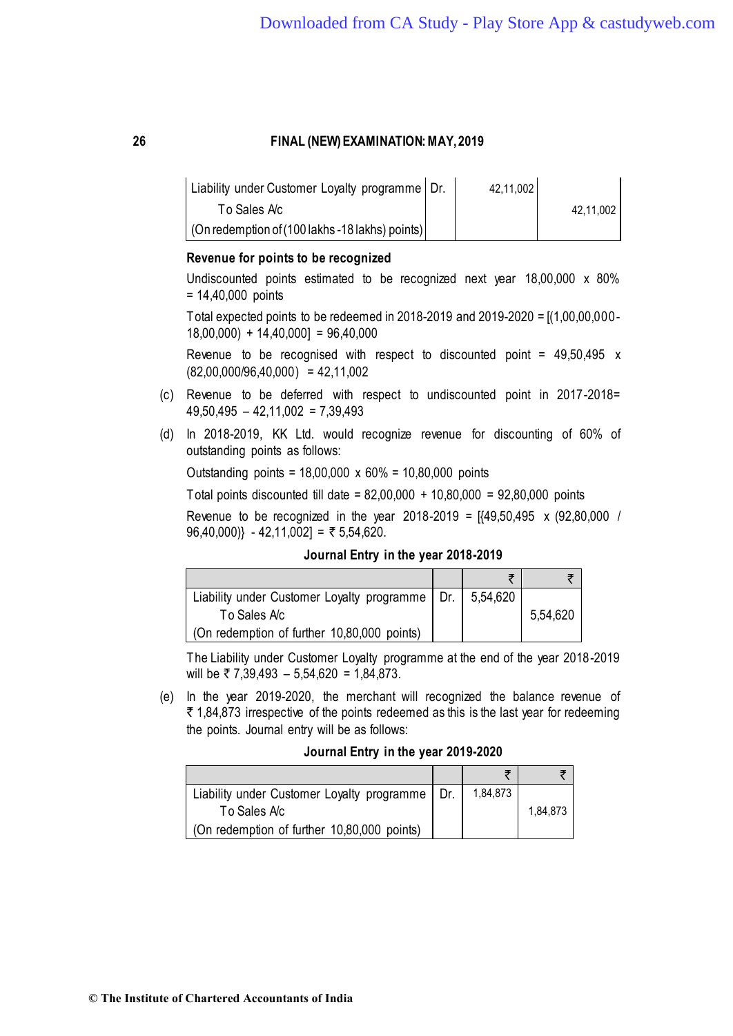| | | | |
|---|---|---|---|
| Liability under Customer Loyalty programme | Dr. | 42,11,002 | |
| To Sales A/c | | | 42,11,002 |
| (On redemption of (100 lakhs -18 lakhs) points) | | | |

**Revenue for points to be recognized**

Undiscounted points estimated to be recognized next year 18,00,000 x 80% = 14,40,000 points

Total expected points to be redeemed in 2018-2019 and 2019-2020 = [(1,00,00,000-18,00,000) + 14,40,000] = 96,40,000

Revenue to be recognised with respect to discounted point = 49,50,495 x (82,00,000/96,40,000) = 42,11,002

(c) Revenue to be deferred with respect to undiscounted point in 2017-2018= 49,50,495 – 42,11,002 = 7,39,493

(d) In 2018-2019, KK Ltd. would recognize revenue for discounting of 60% of outstanding points as follows:

Outstanding points = 18,00,000 x 60% = 10,80,000 points

Total points discounted till date = 82,00,000 + 10,80,000 = 92,80,000 points

Revenue to be recognized in the year 2018-2019 = [{49,50,495 x (92,80,000 / 96,40,000)} - 42,11,002] = ₹ 5,54,620.

**Journal Entry in the year 2018-2019**

| | | ₹ | ₹ |
|---|---|---|---|
| Liability under Customer Loyalty programme | Dr. | 5,54,620 | |
| To Sales A/c | | | 5,54,620 |
| (On redemption of further 10,80,000 points) | | | |

The Liability under Customer Loyalty programme at the end of the year 2018-2019 will be ₹ 7,39,493 – 5,54,620 = 1,84,873.

(e) In the year 2019-2020, the merchant will recognized the balance revenue of ₹ 1,84,873 irrespective of the points redeemed as this is the last year for redeeming the points. Journal entry will be as follows:

**Journal Entry in the year 2019-2020**

| | | ₹ | ₹ |
|---|---|---|---|
| Liability under Customer Loyalty programme | Dr. | 1,84,873 | |
| To Sales A/c | | | 1,84,873 |
| (On redemption of further 10,80,000 points) | | | |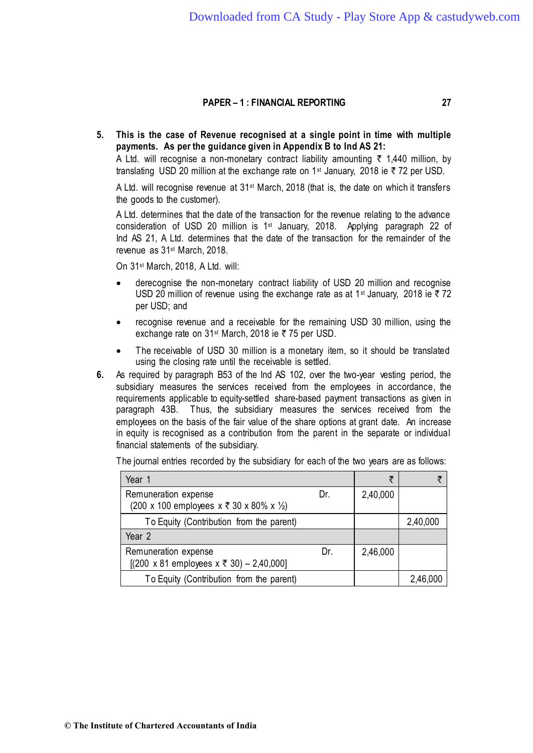5. **This is the case of Revenue recognised at a single point in time with multiple payments. As per the guidance given in Appendix B to Ind AS 21:**

   A Ltd. will recognise a non-monetary contract liability amounting ₹ 1,440 million, by translating USD 20 million at the exchange rate on 1st January, 2018 ie ₹ 72 per USD.

   A Ltd. will recognise revenue at 31st March, 2018 (that is, the date on which it transfers the goods to the customer).

   A Ltd. determines that the date of the transaction for the revenue relating to the advance consideration of USD 20 million is 1st January, 2018. Applying paragraph 22 of Ind AS 21, A Ltd. determines that the date of the transaction for the remainder of the revenue as 31st March, 2018.

   On 31st March, 2018, A Ltd. will:

   - derecognise the non-monetary contract liability of USD 20 million and recognise USD 20 million of revenue using the exchange rate as at 1st January, 2018 ie ₹ 72 per USD; and
   - recognise revenue and a receivable for the remaining USD 30 million, using the exchange rate on 31st March, 2018 ie ₹ 75 per USD.
   - The receivable of USD 30 million is a monetary item, so it should be translated using the closing rate until the receivable is settled.

6. As required by paragraph B53 of the Ind AS 102, over the two-year vesting period, the subsidiary measures the services received from the employees in accordance, the requirements applicable to equity-settled share-based payment transactions as given in paragraph 43B. Thus, the subsidiary measures the services received from the employees on the basis of the fair value of the share options at grant date. An increase in equity is recognised as a contribution from the parent in the separate or individual financial statements of the subsidiary.

   The journal entries recorded by the subsidiary for each of the two years are as follows:

| Year 1 | | ₹ | ₹ |
|---|---|---|---|
| Remuneration expense<br>(200 x 100 employees x ₹ 30 x 80% x ½) | Dr. | 2,40,000 | |
| To Equity (Contribution from the parent) | | | 2,40,000 |
| Year 2 | | | |
| Remuneration expense<br>[(200 x 81 employees x ₹ 30) – 2,40,000] | Dr. | 2,46,000 | |
| To Equity (Contribution from the parent) | | | 2,46,000 |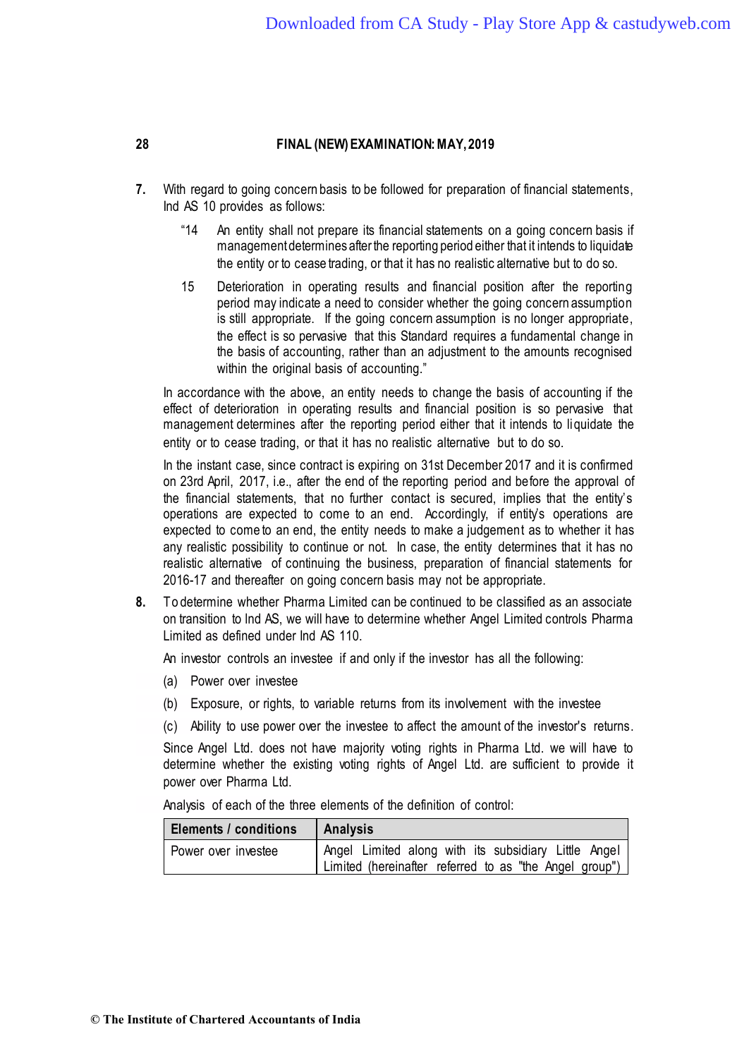7. With regard to going concern basis to be followed for preparation of financial statements, Ind AS 10 provides as follows:

   "14 An entity shall not prepare its financial statements on a going concern basis if management determines after the reporting period either that it intends to liquidate the entity or to cease trading, or that it has no realistic alternative but to do so.

   15 Deterioration in operating results and financial position after the reporting period may indicate a need to consider whether the going concern assumption is still appropriate. If the going concern assumption is no longer appropriate, the effect is so pervasive that this Standard requires a fundamental change in the basis of accounting, rather than an adjustment to the amounts recognised within the original basis of accounting."

   In accordance with the above, an entity needs to change the basis of accounting if the effect of deterioration in operating results and financial position is so pervasive that management determines after the reporting period either that it intends to liquidate the entity or to cease trading, or that it has no realistic alternative but to do so.

   In the instant case, since contract is expiring on 31st December 2017 and it is confirmed on 23rd April, 2017, i.e., after the end of the reporting period and before the approval of the financial statements, that no further contact is secured, implies that the entity's operations are expected to come to an end. Accordingly, if entity's operations are expected to come to an end, the entity needs to make a judgement as to whether it has any realistic possibility to continue or not. In case, the entity determines that it has no realistic alternative of continuing the business, preparation of financial statements for 2016-17 and thereafter on going concern basis may not be appropriate.

8. To determine whether Pharma Limited can be continued to be classified as an associate on transition to Ind AS, we will have to determine whether Angel Limited controls Pharma Limited as defined under Ind AS 110.

   An investor controls an investee if and only if the investor has all the following:

   (a) Power over investee

   (b) Exposure, or rights, to variable returns from its involvement with the investee

   (c) Ability to use power over the investee to affect the amount of the investor's returns.

   Since Angel Ltd. does not have majority voting rights in Pharma Ltd. we will have to determine whether the existing voting rights of Angel Ltd. are sufficient to provide it power over Pharma Ltd.

   Analysis of each of the three elements of the definition of control:

| **Elements / conditions** | **Analysis** |
|---|---|
| Power over investee | Angel Limited along with its subsidiary Little Angel Limited (hereinafter referred to as "the Angel group") |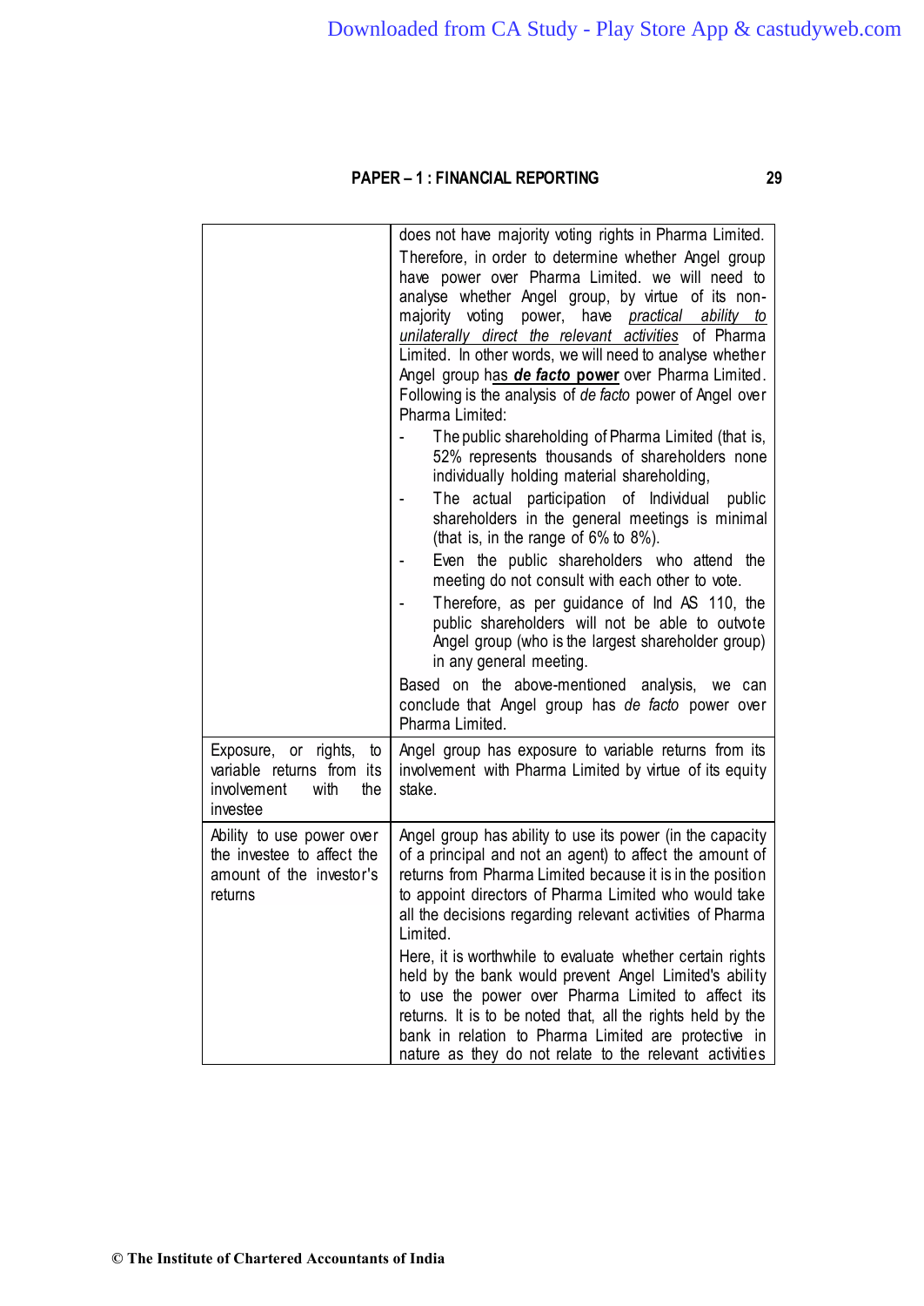| | |
|---|---|
| | does not have majority voting rights in Pharma Limited. Therefore, in order to determine whether Angel group have power over Pharma Limited. we will need to analyse whether Angel group, by virtue of its non-majority voting power, have *practical ability to unilaterally direct the relevant activities* of Pharma Limited. In other words, we will need to analyse whether Angel group has ***de facto* power** over Pharma Limited. Following is the analysis of *de facto* power of Angel over Pharma Limited:<br>- The public shareholding of Pharma Limited (that is, 52% represents thousands of shareholders none individually holding material shareholding,<br>- The actual participation of Individual public shareholders in the general meetings is minimal (that is, in the range of 6% to 8%).<br>- Even the public shareholders who attend the meeting do not consult with each other to vote.<br>- Therefore, as per guidance of Ind AS 110, the public shareholders will not be able to outvote Angel group (who is the largest shareholder group) in any general meeting.<br>Based on the above-mentioned analysis, we can conclude that Angel group has *de facto* power over Pharma Limited. |
| Exposure, or rights, to variable returns from its involvement with the investee | Angel group has exposure to variable returns from its involvement with Pharma Limited by virtue of its equity stake. |
| Ability to use power over the investee to affect the amount of the investor's returns | Angel group has ability to use its power (in the capacity of a principal and not an agent) to affect the amount of returns from Pharma Limited because it is in the position to appoint directors of Pharma Limited who would take all the decisions regarding relevant activities of Pharma Limited.<br>Here, it is worthwhile to evaluate whether certain rights held by the bank would prevent Angel Limited's ability to use the power over Pharma Limited to affect its returns. It is to be noted that, all the rights held by the bank in relation to Pharma Limited are protective in nature as they do not relate to the relevant activities |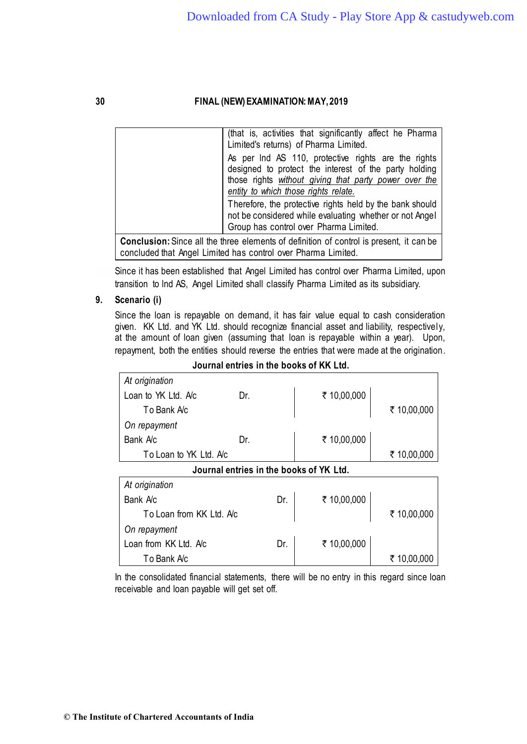| | (that is, activities that significantly affect he Pharma Limited's returns) of Pharma Limited.<br>As per Ind AS 110, protective rights are the rights designed to protect the interest of the party holding those rights *without giving that party power over the entity to which those rights relate.*<br>Therefore, the protective rights held by the bank should not be considered while evaluating whether or not Angel Group has control over Pharma Limited. |
|---|---|
| **Conclusion:** Since all the three elements of definition of control is present, it can be concluded that Angel Limited has control over Pharma Limited. | |

Since it has been established that Angel Limited has control over Pharma Limited, upon transition to Ind AS, Angel Limited shall classify Pharma Limited as its subsidiary.

**9. Scenario (i)**

Since the loan is repayable on demand, it has fair value equal to cash consideration given. KK Ltd. and YK Ltd. should recognize financial asset and liability, respectively, at the amount of loan given (assuming that loan is repayable within a year). Upon, repayment, both the entities should reverse the entries that were made at the origination.

**Journal entries in the books of KK Ltd.**

| | | | |
|---|---|---|---|
| *At origination* | | | |
| Loan to YK Ltd. A/c | Dr. | ₹ 10,00,000 | |
| To Bank A/c | | | ₹ 10,00,000 |
| *On repayment* | | | |
| Bank A/c | Dr. | ₹ 10,00,000 | |
| To Loan to YK Ltd. A/c | | | ₹ 10,00,000 |

**Journal entries in the books of YK Ltd.**

| | | | |
|---|---|---|---|
| *At origination* | | | |
| Bank A/c | Dr. | ₹ 10,00,000 | |
| To Loan from KK Ltd. A/c | | | ₹ 10,00,000 |
| *On repayment* | | | |
| Loan from KK Ltd. A/c | Dr. | ₹ 10,00,000 | |
| To Bank A/c | | | ₹ 10,00,000 |

In the consolidated financial statements, there will be no entry in this regard since loan receivable and loan payable will get set off.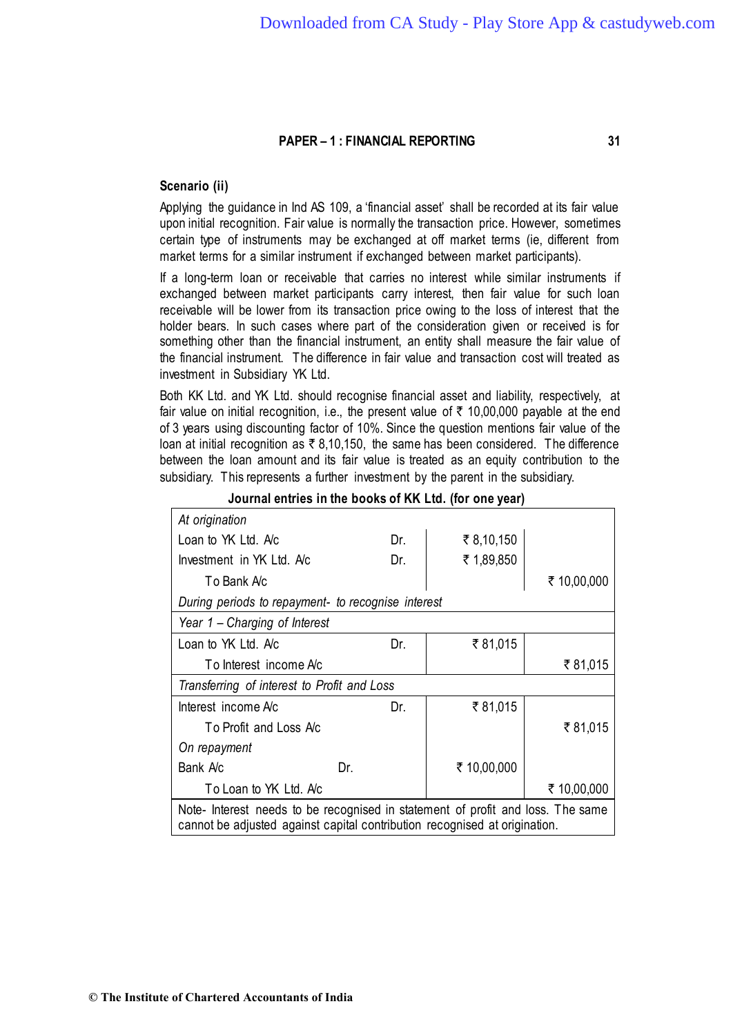**Scenario (ii)**

Applying the guidance in Ind AS 109, a 'financial asset' shall be recorded at its fair value upon initial recognition. Fair value is normally the transaction price. However, sometimes certain type of instruments may be exchanged at off market terms (ie, different from market terms for a similar instrument if exchanged between market participants).

If a long-term loan or receivable that carries no interest while similar instruments if exchanged between market participants carry interest, then fair value for such loan receivable will be lower from its transaction price owing to the loss of interest that the holder bears. In such cases where part of the consideration given or received is for something other than the financial instrument, an entity shall measure the fair value of the financial instrument. The difference in fair value and transaction cost will treated as investment in Subsidiary YK Ltd.

Both KK Ltd. and YK Ltd. should recognise financial asset and liability, respectively, at fair value on initial recognition, i.e., the present value of ₹ 10,00,000 payable at the end of 3 years using discounting factor of 10%. Since the question mentions fair value of the loan at initial recognition as ₹ 8,10,150, the same has been considered. The difference between the loan amount and its fair value is treated as an equity contribution to the subsidiary. This represents a further investment by the parent in the subsidiary.

**Journal entries in the books of KK Ltd. (for one year)**

| Particulars | | Dr. (₹) | Cr. (₹) |
|---|---|---|---|
| *At origination* | | | |
| Loan to YK Ltd. A/c | Dr. | ₹ 8,10,150 | |
| Investment in YK Ltd. A/c | Dr. | ₹ 1,89,850 | |
| To Bank A/c | | | ₹ 10,00,000 |
| *During periods to repayment- to recognise interest* | | | |
| *Year 1 – Charging of Interest* | | | |
| Loan to YK Ltd. A/c | Dr. | ₹ 81,015 | |
| To Interest income A/c | | | ₹ 81,015 |
| *Transferring of interest to Profit and Loss* | | | |
| Interest income A/c | Dr. | ₹ 81,015 | |
| To Profit and Loss A/c | | | ₹ 81,015 |
| *On repayment* | | | |
| Bank A/c | Dr. | ₹ 10,00,000 | |
| To Loan to YK Ltd. A/c | | | ₹ 10,00,000 |

Note- Interest needs to be recognised in statement of profit and loss. The same cannot be adjusted against capital contribution recognised at origination.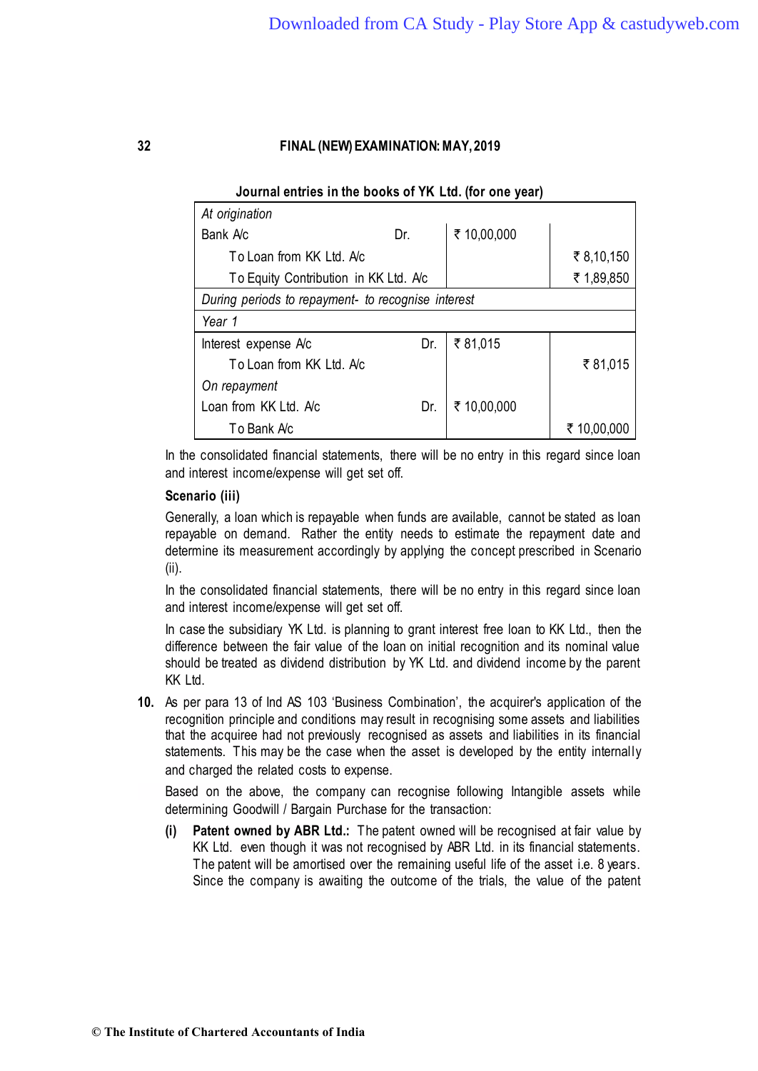**Journal entries in the books of YK Ltd. (for one year)**

| | | | |
|---|---|---|---|
| *At origination* | | | |
| Bank A/c | Dr. | ₹ 10,00,000 | |
| To Loan from KK Ltd. A/c | | | ₹ 8,10,150 |
| To Equity Contribution in KK Ltd. A/c | | | ₹ 1,89,850 |
| *During periods to repayment- to recognise interest* | | | |
| *Year 1* | | | |
| Interest expense A/c | Dr. | ₹ 81,015 | |
| To Loan from KK Ltd. A/c | | | ₹ 81,015 |
| *On repayment* | | | |
| Loan from KK Ltd. A/c | Dr. | ₹ 10,00,000 | |
| To Bank A/c | | | ₹ 10,00,000 |

In the consolidated financial statements, there will be no entry in this regard since loan and interest income/expense will get set off.

**Scenario (iii)**

Generally, a loan which is repayable when funds are available, cannot be stated as loan repayable on demand. Rather the entity needs to estimate the repayment date and determine its measurement accordingly by applying the concept prescribed in Scenario (ii).

In the consolidated financial statements, there will be no entry in this regard since loan and interest income/expense will get set off.

In case the subsidiary YK Ltd. is planning to grant interest free loan to KK Ltd., then the difference between the fair value of the loan on initial recognition and its nominal value should be treated as dividend distribution by YK Ltd. and dividend income by the parent KK Ltd.

**10.** As per para 13 of Ind AS 103 'Business Combination', the acquirer's application of the recognition principle and conditions may result in recognising some assets and liabilities that the acquiree had not previously recognised as assets and liabilities in its financial statements. This may be the case when the asset is developed by the entity internally and charged the related costs to expense.

Based on the above, the company can recognise following Intangible assets while determining Goodwill / Bargain Purchase for the transaction:

**(i)** **Patent owned by ABR Ltd.:** The patent owned will be recognised at fair value by KK Ltd. even though it was not recognised by ABR Ltd. in its financial statements. The patent will be amortised over the remaining useful life of the asset i.e. 8 years. Since the company is awaiting the outcome of the trials, the value of the patent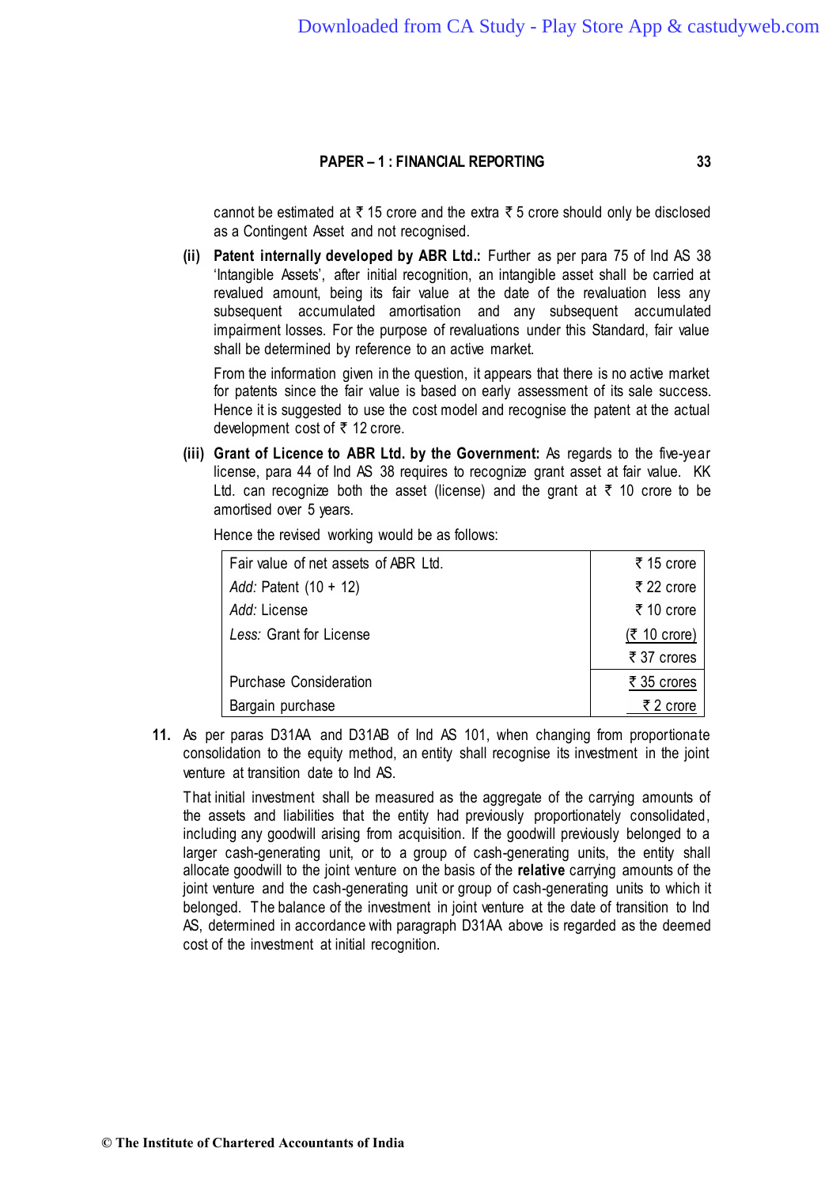cannot be estimated at ₹ 15 crore and the extra ₹ 5 crore should only be disclosed as a Contingent Asset and not recognised.

(ii) **Patent internally developed by ABR Ltd.:** Further as per para 75 of Ind AS 38 'Intangible Assets', after initial recognition, an intangible asset shall be carried at revalued amount, being its fair value at the date of the revaluation less any subsequent accumulated amortisation and any subsequent accumulated impairment losses. For the purpose of revaluations under this Standard, fair value shall be determined by reference to an active market.

From the information given in the question, it appears that there is no active market for patents since the fair value is based on early assessment of its sale success. Hence it is suggested to use the cost model and recognise the patent at the actual development cost of ₹ 12 crore.

(iii) **Grant of Licence to ABR Ltd. by the Government:** As regards to the five-year license, para 44 of Ind AS 38 requires to recognize grant asset at fair value. KK Ltd. can recognize both the asset (license) and the grant at ₹ 10 crore to be amortised over 5 years.

Hence the revised working would be as follows:

| | |
|---|---|
| Fair value of net assets of ABR Ltd. | ₹ 15 crore |
| *Add:* Patent (10 + 12) | ₹ 22 crore |
| *Add:* License | ₹ 10 crore |
| *Less:* Grant for License | (₹ 10 crore) |
| | ₹ 37 crores |
| Purchase Consideration | ₹ 35 crores |
| Bargain purchase | ₹ 2 crore |

11. As per paras D31AA and D31AB of Ind AS 101, when changing from proportionate consolidation to the equity method, an entity shall recognise its investment in the joint venture at transition date to Ind AS.

That initial investment shall be measured as the aggregate of the carrying amounts of the assets and liabilities that the entity had previously proportionately consolidated, including any goodwill arising from acquisition. If the goodwill previously belonged to a larger cash-generating unit, or to a group of cash-generating units, the entity shall allocate goodwill to the joint venture on the basis of the **relative** carrying amounts of the joint venture and the cash-generating unit or group of cash-generating units to which it belonged. The balance of the investment in joint venture at the date of transition to Ind AS, determined in accordance with paragraph D31AA above is regarded as the deemed cost of the investment at initial recognition.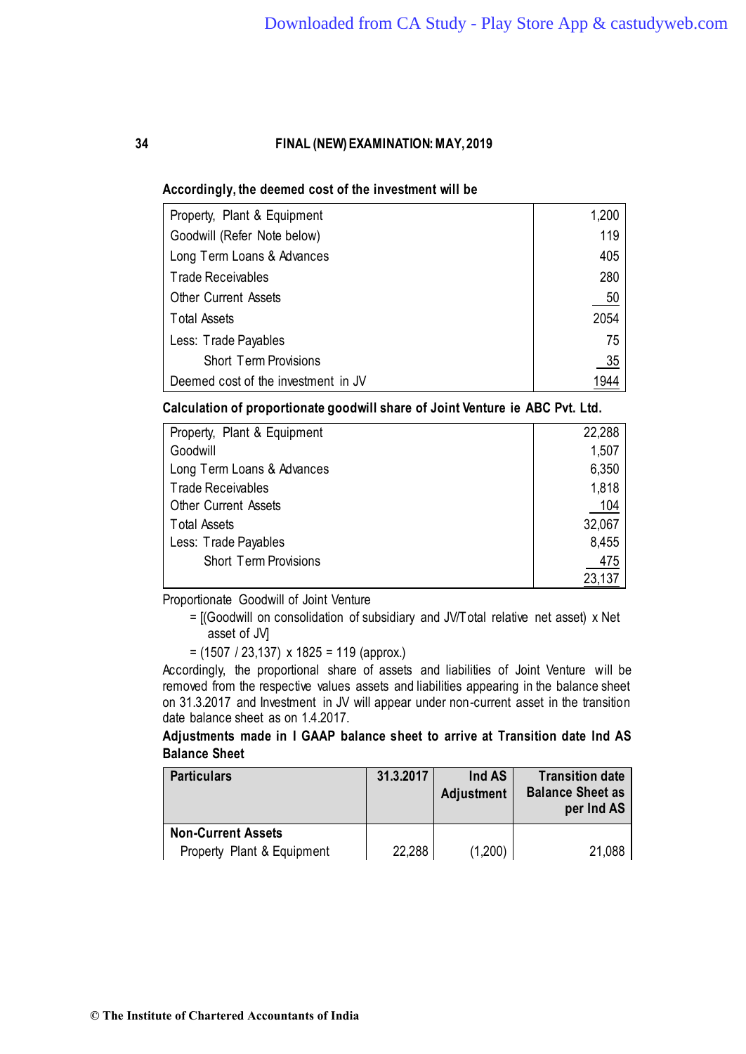**Accordingly, the deemed cost of the investment will be**

| | |
|---|---|
| Property, Plant & Equipment | 1,200 |
| Goodwill (Refer Note below) | 119 |
| Long Term Loans & Advances | 405 |
| Trade Receivables | 280 |
| Other Current Assets | 50 |
| Total Assets | 2054 |
| Less: Trade Payables | 75 |
| Short Term Provisions | 35 |
| Deemed cost of the investment in JV | 1944 |

**Calculation of proportionate goodwill share of Joint Venture ie ABC Pvt. Ltd.**

| | |
|---|---|
| Property, Plant & Equipment | 22,288 |
| Goodwill | 1,507 |
| Long Term Loans & Advances | 6,350 |
| Trade Receivables | 1,818 |
| Other Current Assets | 104 |
| Total Assets | 32,067 |
| Less: Trade Payables | 8,455 |
| Short Term Provisions | 475 |
| | 23,137 |

Proportionate Goodwill of Joint Venture

= [(Goodwill on consolidation of subsidiary and JV/Total relative net asset) x Net asset of JV]

= (1507 / 23,137) x 1825 = 119 (approx.)

Accordingly, the proportional share of assets and liabilities of Joint Venture will be removed from the respective values assets and liabilities appearing in the balance sheet on 31.3.2017 and Investment in JV will appear under non-current asset in the transition date balance sheet as on 1.4.2017.

**Adjustments made in I GAAP balance sheet to arrive at Transition date Ind AS Balance Sheet**

| Particulars | 31.3.2017 | Ind AS Adjustment | Transition date Balance Sheet as per Ind AS |
|---|---|---|---|
| **Non-Current Assets** | | | |
| Property Plant & Equipment | 22,288 | (1,200) | 21,088 |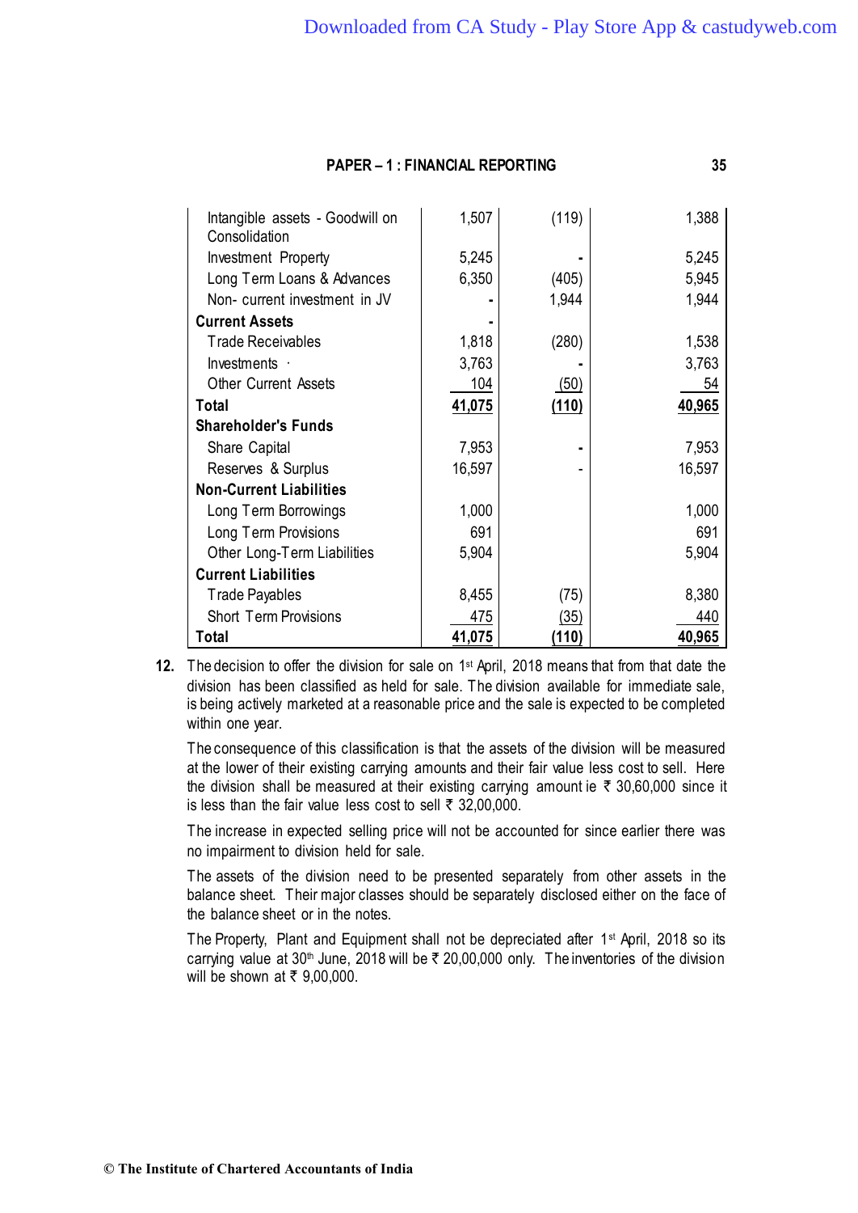| | | | |
|---|---|---|---|
| Intangible assets - Goodwill on Consolidation | 1,507 | (119) | 1,388 |
| Investment Property | 5,245 | - | 5,245 |
| Long Term Loans & Advances | 6,350 | (405) | 5,945 |
| Non- current investment in JV | - | 1,944 | 1,944 |
| **Current Assets** | - | | |
| Trade Receivables | 1,818 | (280) | 1,538 |
| Investments | 3,763 | - | 3,763 |
| Other Current Assets | 104 | (50) | 54 |
| **Total** | **41,075** | **(110)** | **40,965** |
| **Shareholder's Funds** | | | |
| Share Capital | 7,953 | - | 7,953 |
| Reserves & Surplus | 16,597 | - | 16,597 |
| **Non-Current Liabilities** | | | |
| Long Term Borrowings | 1,000 | | 1,000 |
| Long Term Provisions | 691 | | 691 |
| Other Long-Term Liabilities | 5,904 | | 5,904 |
| **Current Liabilities** | | | |
| Trade Payables | 8,455 | (75) | 8,380 |
| Short Term Provisions | 475 | (35) | 440 |
| **Total** | **41,075** | **(110)** | **40,965** |

**12.** The decision to offer the division for sale on 1st April, 2018 means that from that date the division has been classified as held for sale. The division available for immediate sale, is being actively marketed at a reasonable price and the sale is expected to be completed within one year.

The consequence of this classification is that the assets of the division will be measured at the lower of their existing carrying amounts and their fair value less cost to sell. Here the division shall be measured at their existing carrying amount ie ₹ 30,60,000 since it is less than the fair value less cost to sell ₹ 32,00,000.

The increase in expected selling price will not be accounted for since earlier there was no impairment to division held for sale.

The assets of the division need to be presented separately from other assets in the balance sheet. Their major classes should be separately disclosed either on the face of the balance sheet or in the notes.

The Property, Plant and Equipment shall not be depreciated after 1st April, 2018 so its carrying value at 30th June, 2018 will be ₹ 20,00,000 only. The inventories of the division will be shown at ₹ 9,00,000.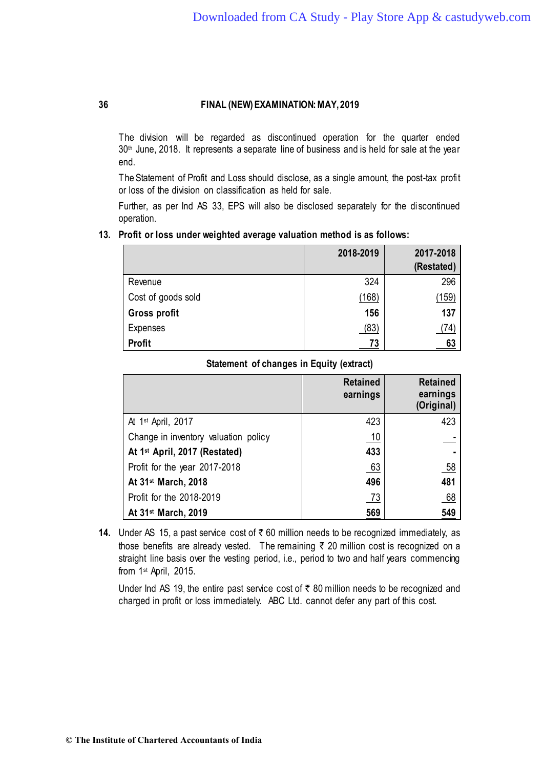The division will be regarded as discontinued operation for the quarter ended 30th June, 2018. It represents a separate line of business and is held for sale at the year end.

The Statement of Profit and Loss should disclose, as a single amount, the post-tax profit or loss of the division on classification as held for sale.

Further, as per Ind AS 33, EPS will also be disclosed separately for the discontinued operation.

**13. Profit or loss under weighted average valuation method is as follows:**

| | 2018-2019 | 2017-2018 (Restated) |
|---|---|---|
| Revenue | 324 | 296 |
| Cost of goods sold | (168) | (159) |
| **Gross profit** | **156** | **137** |
| Expenses | (83) | (74) |
| **Profit** | **73** | **63** |

**Statement of changes in Equity (extract)**

| | Retained earnings | Retained earnings (Original) |
|---|---|---|
| At 1st April, 2017 | 423 | 423 |
| Change in inventory valuation policy | 10 | - |
| **At 1st April, 2017 (Restated)** | **433** | **-** |
| Profit for the year 2017-2018 | 63 | 58 |
| **At 31st March, 2018** | **496** | **481** |
| Profit for the 2018-2019 | 73 | 68 |
| **At 31st March, 2019** | **569** | **549** |

**14.** Under AS 15, a past service cost of ₹ 60 million needs to be recognized immediately, as those benefits are already vested. The remaining ₹ 20 million cost is recognized on a straight line basis over the vesting period, i.e., period to two and half years commencing from 1st April, 2015.

Under Ind AS 19, the entire past service cost of ₹ 80 million needs to be recognized and charged in profit or loss immediately. ABC Ltd. cannot defer any part of this cost.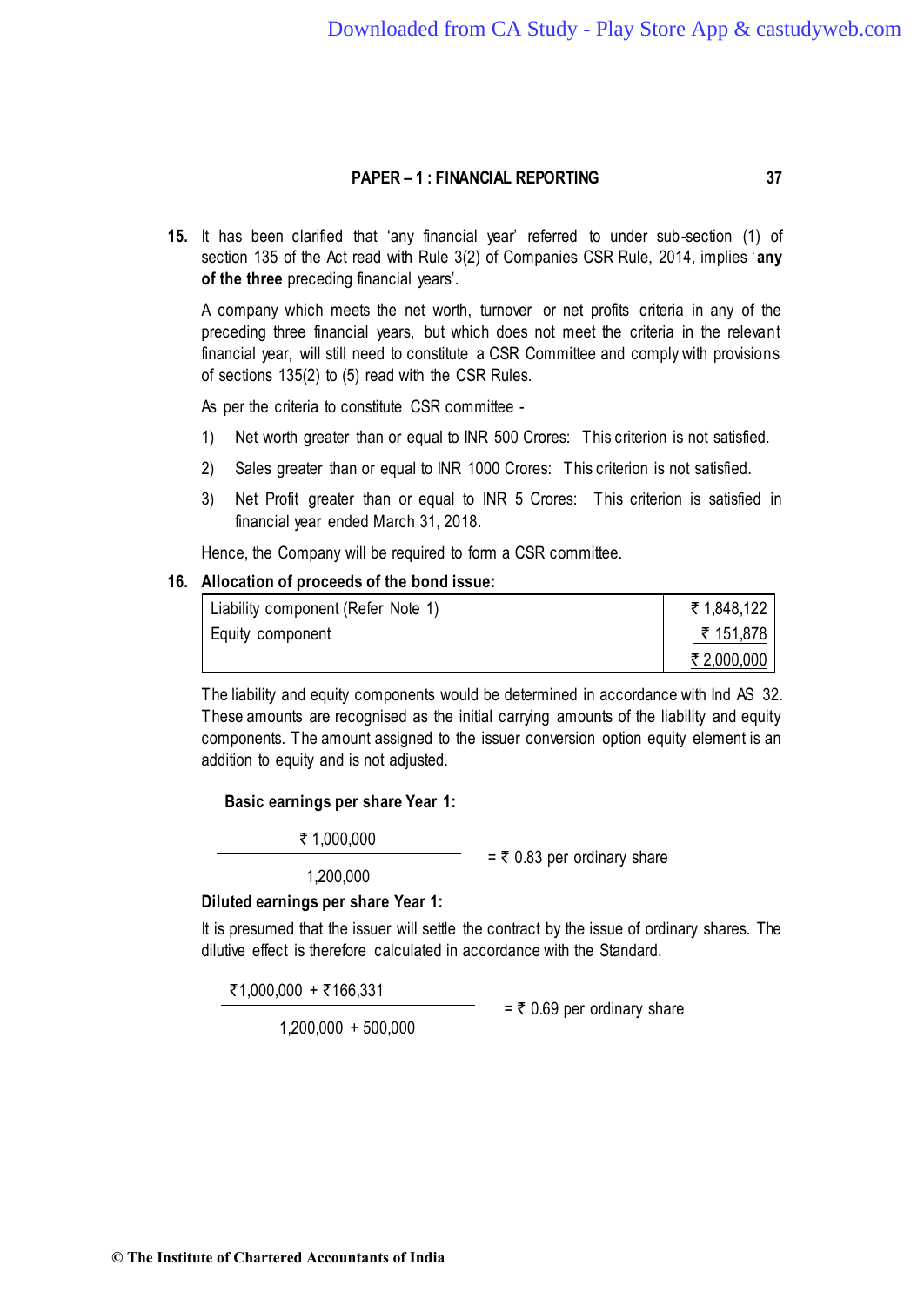**15.** It has been clarified that 'any financial year' referred to under sub-section (1) of section 135 of the Act read with Rule 3(2) of Companies CSR Rule, 2014, implies '**any of the three** preceding financial years'.

A company which meets the net worth, turnover or net profits criteria in any of the preceding three financial years, but which does not meet the criteria in the relevant financial year, will still need to constitute a CSR Committee and comply with provisions of sections 135(2) to (5) read with the CSR Rules.

As per the criteria to constitute CSR committee -

1) Net worth greater than or equal to INR 500 Crores: This criterion is not satisfied.
2) Sales greater than or equal to INR 1000 Crores: This criterion is not satisfied.
3) Net Profit greater than or equal to INR 5 Crores: This criterion is satisfied in financial year ended March 31, 2018.

Hence, the Company will be required to form a CSR committee.

**16. Allocation of proceeds of the bond issue:**

| | |
|---|---|
| Liability component (Refer Note 1) | ₹ 1,848,122 |
| Equity component | ₹ 151,878 |
| | ₹ 2,000,000 |

The liability and equity components would be determined in accordance with Ind AS 32. These amounts are recognised as the initial carrying amounts of the liability and equity components. The amount assigned to the issuer conversion option equity element is an addition to equity and is not adjusted.

**Basic earnings per share Year 1:**

$$\frac{₹\ 1{,}000{,}000}{1{,}200{,}000} = ₹\ 0.83 \text{ per ordinary share}$$

**Diluted earnings per share Year 1:**

It is presumed that the issuer will settle the contract by the issue of ordinary shares. The dilutive effect is therefore calculated in accordance with the Standard.

$$\frac{₹1{,}000{,}000 + ₹166{,}331}{1{,}200{,}000 + 500{,}000} = ₹\ 0.69 \text{ per ordinary share}$$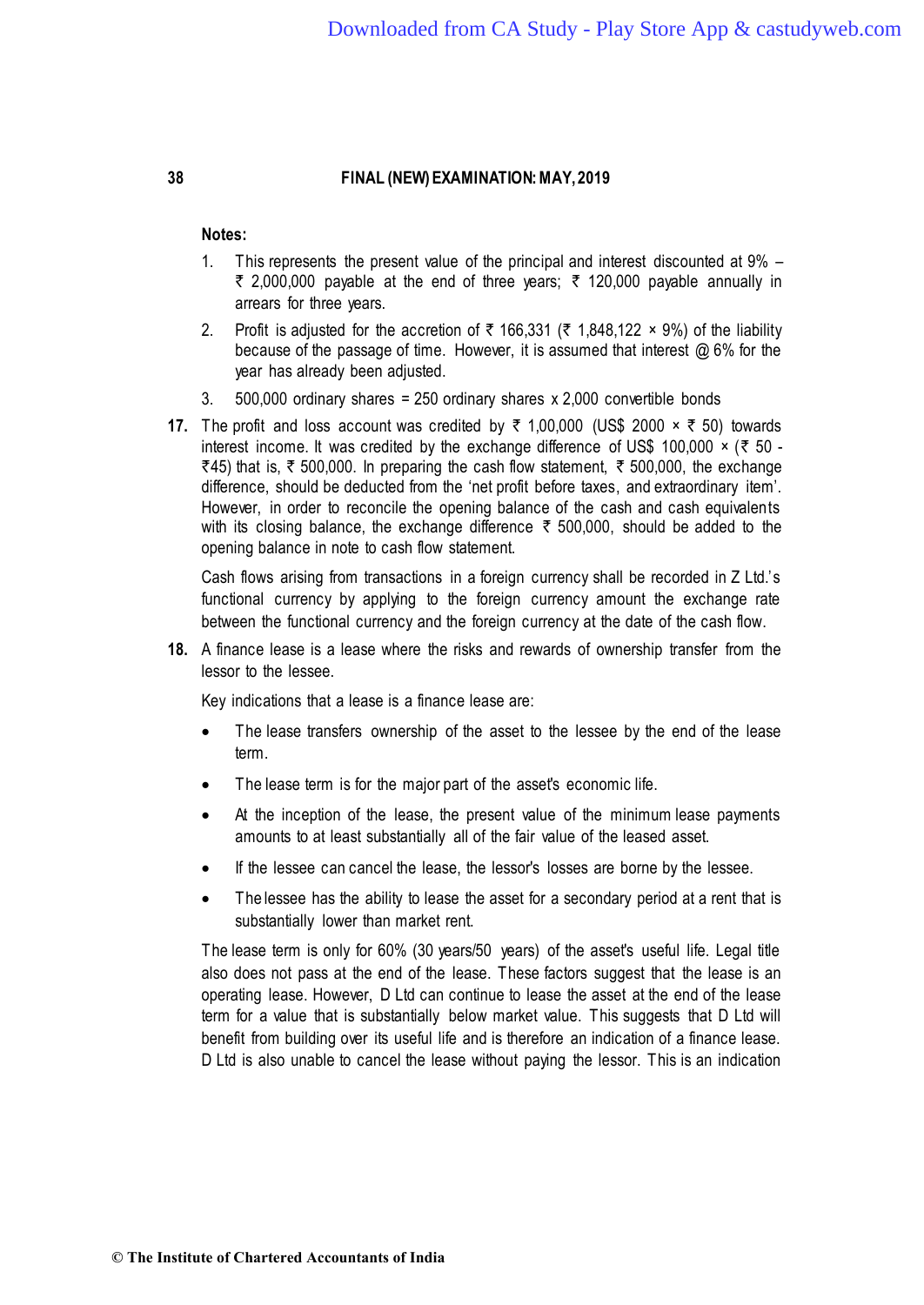**Notes:**

1. This represents the present value of the principal and interest discounted at 9% – ₹ 2,000,000 payable at the end of three years; ₹ 120,000 payable annually in arrears for three years.
2. Profit is adjusted for the accretion of ₹ 166,331 (₹ 1,848,122 × 9%) of the liability because of the passage of time. However, it is assumed that interest @ 6% for the year has already been adjusted.
3. 500,000 ordinary shares = 250 ordinary shares x 2,000 convertible bonds

**17.** The profit and loss account was credited by ₹ 1,00,000 (US$ 2000 × ₹ 50) towards interest income. It was credited by the exchange difference of US$ 100,000 × (₹ 50 - ₹45) that is, ₹ 500,000. In preparing the cash flow statement, ₹ 500,000, the exchange difference, should be deducted from the 'net profit before taxes, and extraordinary item'. However, in order to reconcile the opening balance of the cash and cash equivalents with its closing balance, the exchange difference ₹ 500,000, should be added to the opening balance in note to cash flow statement.

Cash flows arising from transactions in a foreign currency shall be recorded in Z Ltd.'s functional currency by applying to the foreign currency amount the exchange rate between the functional currency and the foreign currency at the date of the cash flow.

**18.** A finance lease is a lease where the risks and rewards of ownership transfer from the lessor to the lessee.

Key indications that a lease is a finance lease are:

- The lease transfers ownership of the asset to the lessee by the end of the lease term.
- The lease term is for the major part of the asset's economic life.
- At the inception of the lease, the present value of the minimum lease payments amounts to at least substantially all of the fair value of the leased asset.
- If the lessee can cancel the lease, the lessor's losses are borne by the lessee.
- The lessee has the ability to lease the asset for a secondary period at a rent that is substantially lower than market rent.

The lease term is only for 60% (30 years/50 years) of the asset's useful life. Legal title also does not pass at the end of the lease. These factors suggest that the lease is an operating lease. However, D Ltd can continue to lease the asset at the end of the lease term for a value that is substantially below market value. This suggests that D Ltd will benefit from building over its useful life and is therefore an indication of a finance lease. D Ltd is also unable to cancel the lease without paying the lessor. This is an indication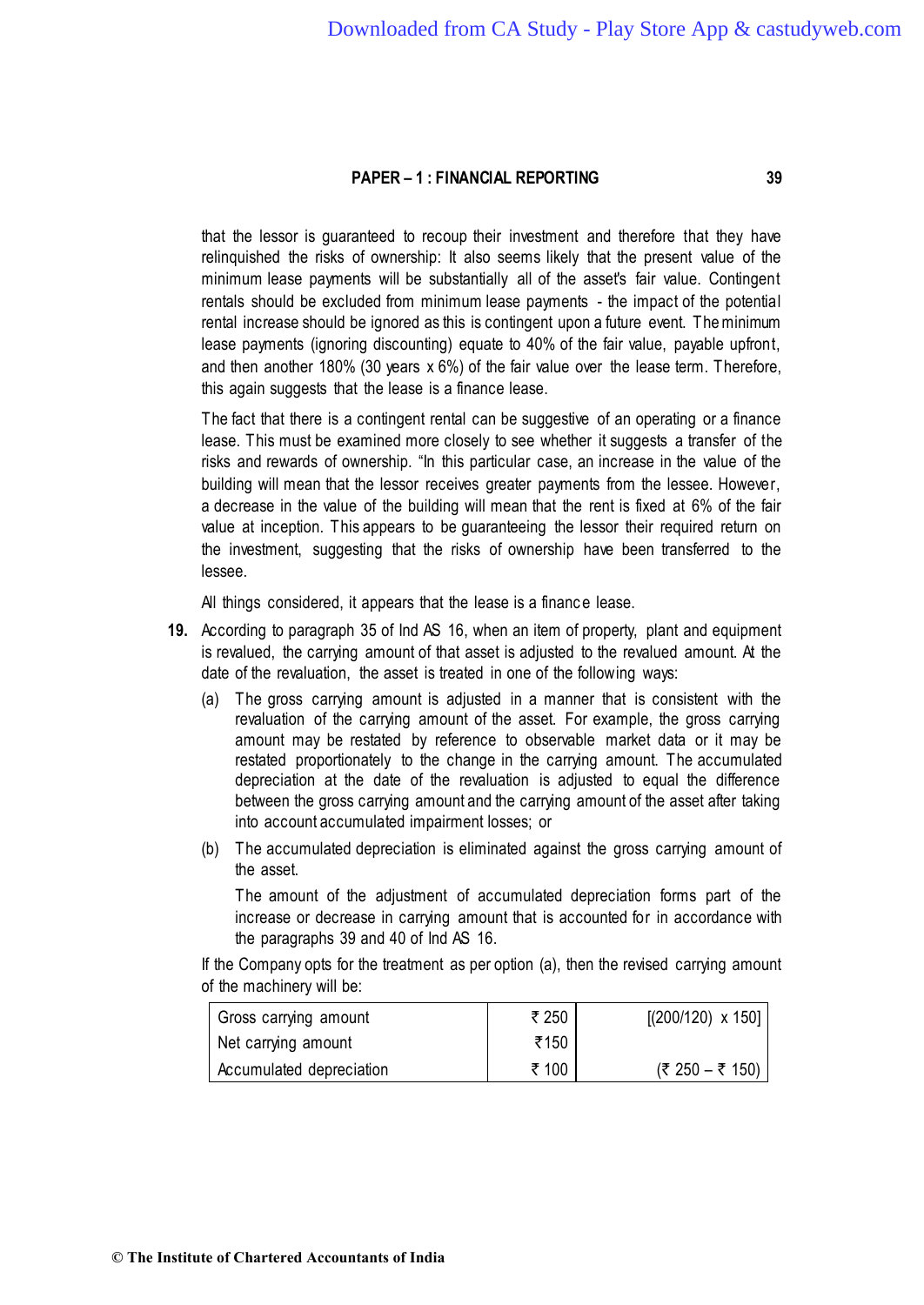that the lessor is guaranteed to recoup their investment and therefore that they have relinquished the risks of ownership: It also seems likely that the present value of the minimum lease payments will be substantially all of the asset's fair value. Contingent rentals should be excluded from minimum lease payments - the impact of the potential rental increase should be ignored as this is contingent upon a future event. The minimum lease payments (ignoring discounting) equate to 40% of the fair value, payable upfront, and then another 180% (30 years x 6%) of the fair value over the lease term. Therefore, this again suggests that the lease is a finance lease.

The fact that there is a contingent rental can be suggestive of an operating or a finance lease. This must be examined more closely to see whether it suggests a transfer of the risks and rewards of ownership. "In this particular case, an increase in the value of the building will mean that the lessor receives greater payments from the lessee. However, a decrease in the value of the building will mean that the rent is fixed at 6% of the fair value at inception. This appears to be guaranteeing the lessor their required return on the investment, suggesting that the risks of ownership have been transferred to the lessee.

All things considered, it appears that the lease is a finance lease.

**19.** According to paragraph 35 of Ind AS 16, when an item of property, plant and equipment is revalued, the carrying amount of that asset is adjusted to the revalued amount. At the date of the revaluation, the asset is treated in one of the following ways:

(a) The gross carrying amount is adjusted in a manner that is consistent with the revaluation of the carrying amount of the asset. For example, the gross carrying amount may be restated by reference to observable market data or it may be restated proportionately to the change in the carrying amount. The accumulated depreciation at the date of the revaluation is adjusted to equal the difference between the gross carrying amount and the carrying amount of the asset after taking into account accumulated impairment losses; or

(b) The accumulated depreciation is eliminated against the gross carrying amount of the asset.

The amount of the adjustment of accumulated depreciation forms part of the increase or decrease in carrying amount that is accounted for in accordance with the paragraphs 39 and 40 of Ind AS 16.

If the Company opts for the treatment as per option (a), then the revised carrying amount of the machinery will be:

| | | |
|---|---|---|
| Gross carrying amount | ₹ 250 | [(200/120) x 150] |
| Net carrying amount | ₹150 | |
| Accumulated depreciation | ₹ 100 | (₹ 250 – ₹ 150) |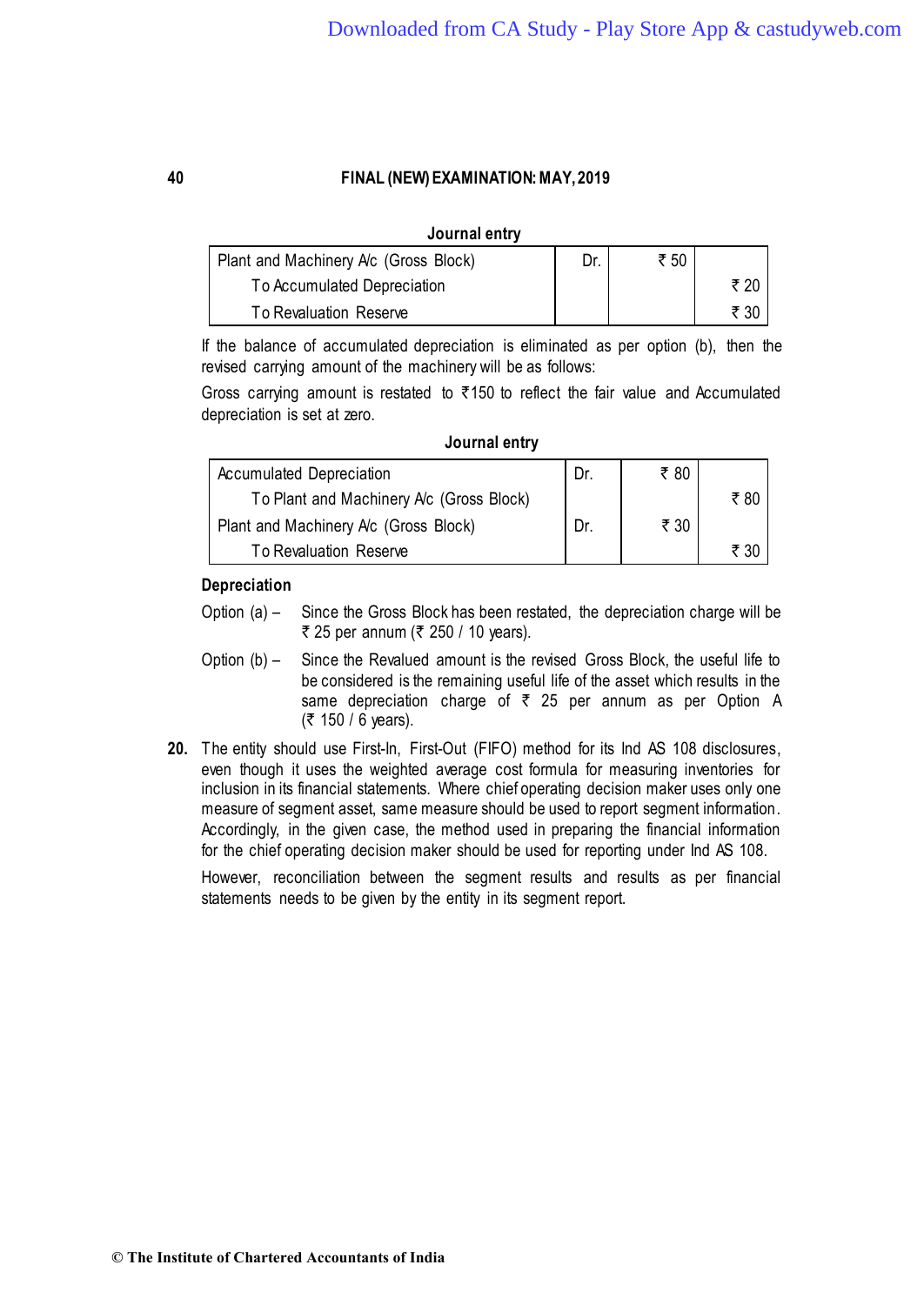**Journal entry**

| | | | |
|---|---|---|---|
| Plant and Machinery A/c (Gross Block) | Dr. | ₹ 50 | |
| To Accumulated Depreciation | | | ₹ 20 |
| To Revaluation Reserve | | | ₹ 30 |

If the balance of accumulated depreciation is eliminated as per option (b), then the revised carrying amount of the machinery will be as follows:

Gross carrying amount is restated to ₹150 to reflect the fair value and Accumulated depreciation is set at zero.

**Journal entry**

| | | | |
|---|---|---|---|
| Accumulated Depreciation | Dr. | ₹ 80 | |
| To Plant and Machinery A/c (Gross Block) | | | ₹ 80 |
| Plant and Machinery A/c (Gross Block) | Dr. | ₹ 30 | |
| To Revaluation Reserve | | | ₹ 30 |

**Depreciation**

Option (a) – Since the Gross Block has been restated, the depreciation charge will be ₹ 25 per annum (₹ 250 / 10 years).

Option (b) – Since the Revalued amount is the revised Gross Block, the useful life to be considered is the remaining useful life of the asset which results in the same depreciation charge of ₹ 25 per annum as per Option A (₹ 150 / 6 years).

**20.** The entity should use First-In, First-Out (FIFO) method for its Ind AS 108 disclosures, even though it uses the weighted average cost formula for measuring inventories for inclusion in its financial statements. Where chief operating decision maker uses only one measure of segment asset, same measure should be used to report segment information. Accordingly, in the given case, the method used in preparing the financial information for the chief operating decision maker should be used for reporting under Ind AS 108.

However, reconciliation between the segment results and results as per financial statements needs to be given by the entity in its segment report.